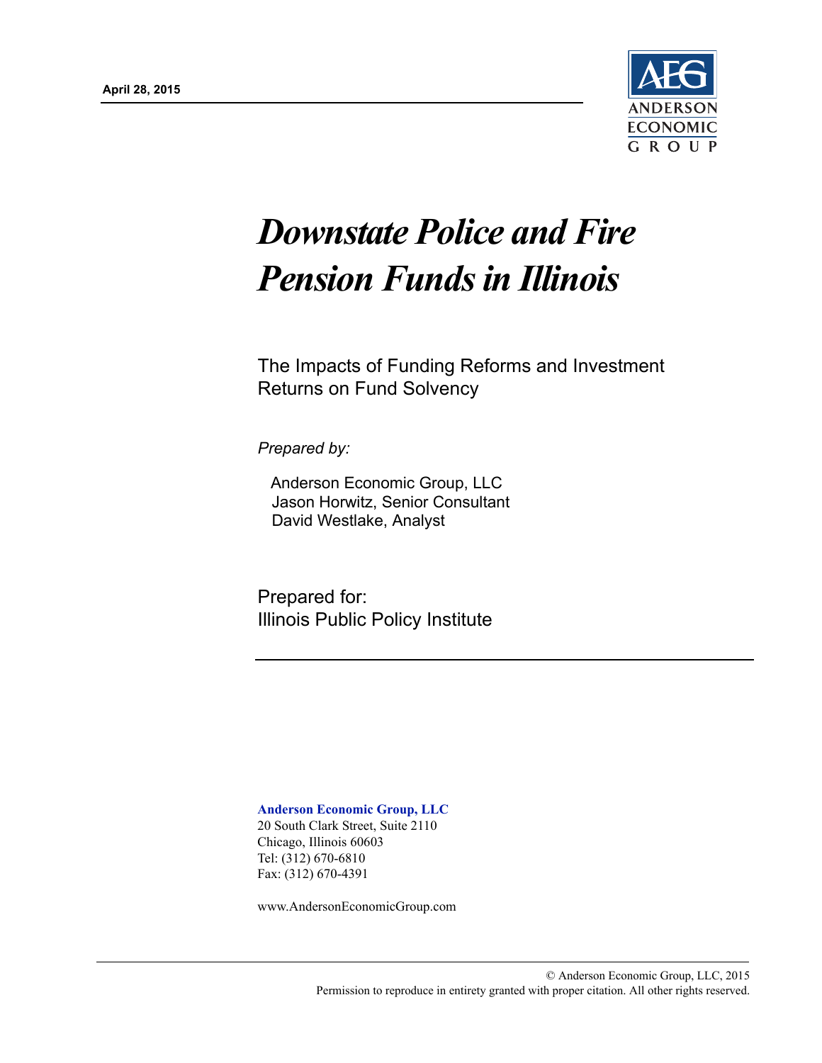April 28, 2015

ANDERSON ECONOMIC GROUP

# *Downstate Police and Fire Pension Funds in Illinois*

The Impacts of Funding Reforms and Investment Returns on Fund Solvency

*Prepared by:*

Anderson Economic Group, LLC
Jason Horwitz, Senior Consultant
David Westlake, Analyst

Prepared for:
Illinois Public Policy Institute

**Anderson Economic Group, LLC**
20 South Clark Street, Suite 2110
Chicago, Illinois 60603
Tel: (312) 670-6810
Fax: (312) 670-4391

www.AndersonEconomicGroup.com

© Anderson Economic Group, LLC, 2015
Permission to reproduce in entirety granted with proper citation. All other rights reserved.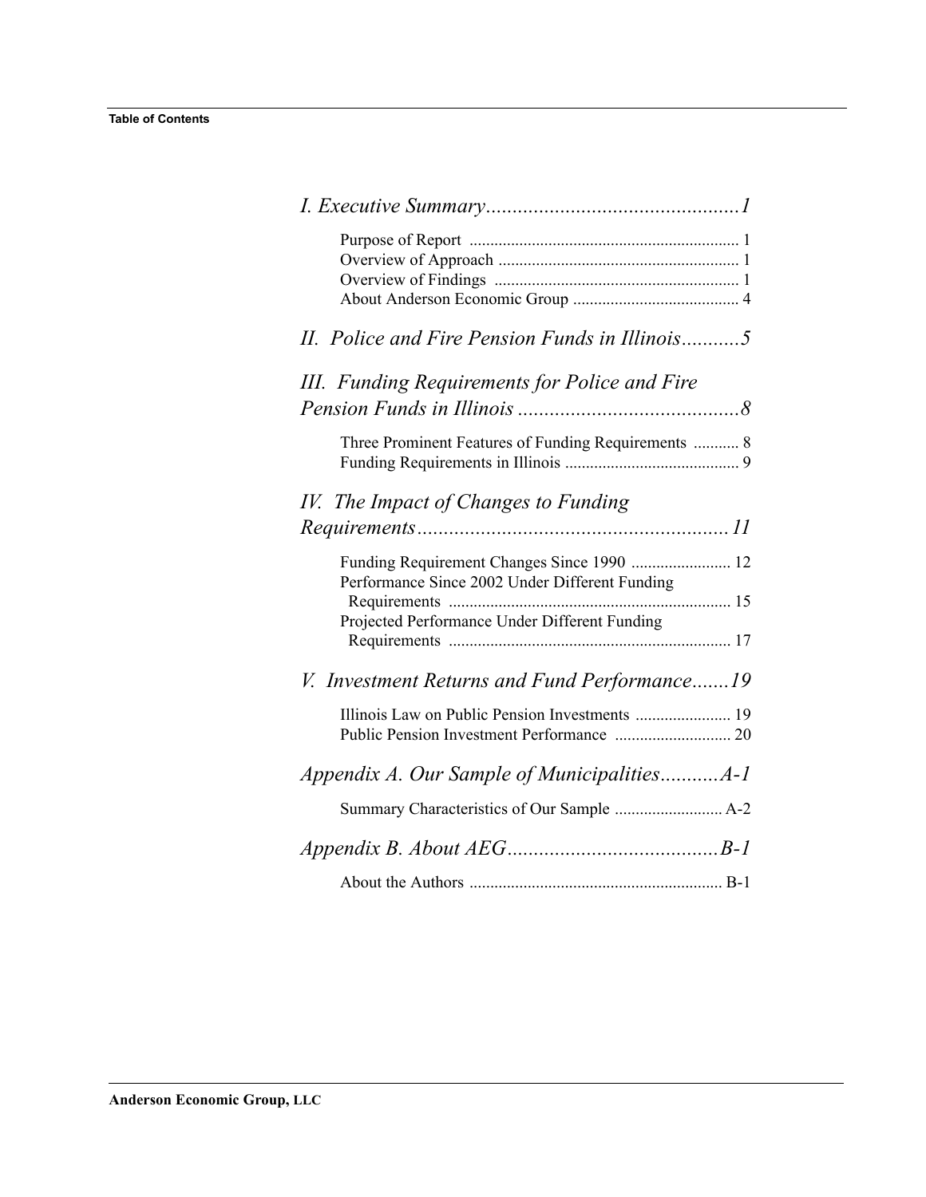# Table of Contents

*I. Executive Summary................................................1*

Purpose of Report ................................................................. 1
Overview of Approach .......................................................... 1
Overview of Findings ........................................................... 1
About Anderson Economic Group ........................................ 4

*II. Police and Fire Pension Funds in Illinois...........5*

*III. Funding Requirements for Police and Fire Pension Funds in Illinois ...........................................8*

Three Prominent Features of Funding Requirements ........... 8
Funding Requirements in Illinois .......................................... 9

*IV. The Impact of Changes to Funding Requirements..........................................................11*

Funding Requirement Changes Since 1990 ........................ 12
Performance Since 2002 Under Different Funding Requirements .................................................................... 15
Projected Performance Under Different Funding Requirements .................................................................... 17

*V. Investment Returns and Fund Performance.......19*

Illinois Law on Public Pension Investments ....................... 19
Public Pension Investment Performance ............................ 20

*Appendix A. Our Sample of Municipalities...........A-1*

Summary Characteristics of Our Sample .......................... A-2

*Appendix B. About AEG........................................B-1*

About the Authors ............................................................. B-1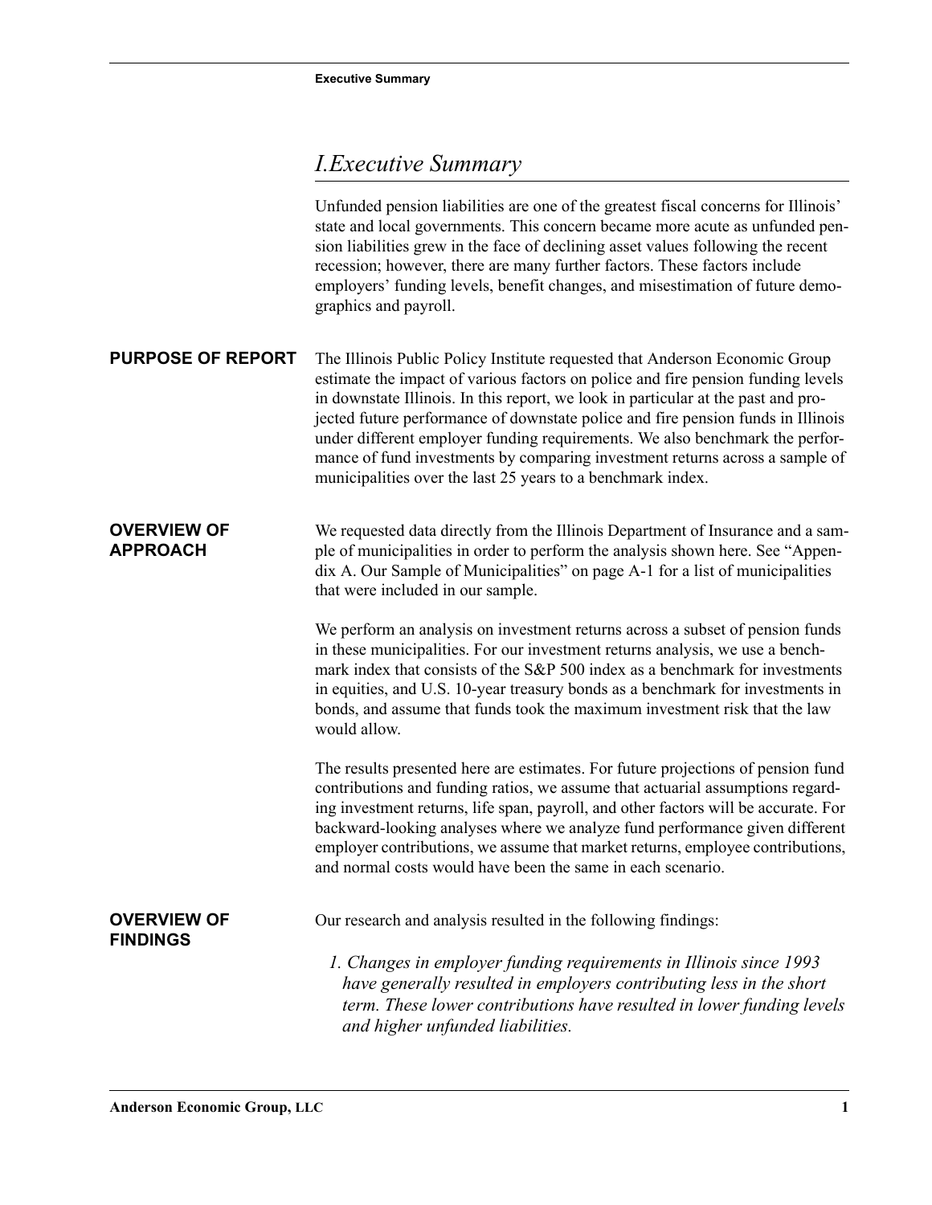# I.Executive Summary

Unfunded pension liabilities are one of the greatest fiscal concerns for Illinois' state and local governments. This concern became more acute as unfunded pension liabilities grew in the face of declining asset values following the recent recession; however, there are many further factors. These factors include employers' funding levels, benefit changes, and misestimation of future demographics and payroll.

## PURPOSE OF REPORT

The Illinois Public Policy Institute requested that Anderson Economic Group estimate the impact of various factors on police and fire pension funding levels in downstate Illinois. In this report, we look in particular at the past and projected future performance of downstate police and fire pension funds in Illinois under different employer funding requirements. We also benchmark the performance of fund investments by comparing investment returns across a sample of municipalities over the last 25 years to a benchmark index.

## OVERVIEW OF APPROACH

We requested data directly from the Illinois Department of Insurance and a sample of municipalities in order to perform the analysis shown here. See "Appendix A. Our Sample of Municipalities" on page A-1 for a list of municipalities that were included in our sample.

We perform an analysis on investment returns across a subset of pension funds in these municipalities. For our investment returns analysis, we use a benchmark index that consists of the S&P 500 index as a benchmark for investments in equities, and U.S. 10-year treasury bonds as a benchmark for investments in bonds, and assume that funds took the maximum investment risk that the law would allow.

The results presented here are estimates. For future projections of pension fund contributions and funding ratios, we assume that actuarial assumptions regarding investment returns, life span, payroll, and other factors will be accurate. For backward-looking analyses where we analyze fund performance given different employer contributions, we assume that market returns, employee contributions, and normal costs would have been the same in each scenario.

## OVERVIEW OF FINDINGS

Our research and analysis resulted in the following findings:

1. *Changes in employer funding requirements in Illinois since 1993 have generally resulted in employers contributing less in the short term. These lower contributions have resulted in lower funding levels and higher unfunded liabilities.*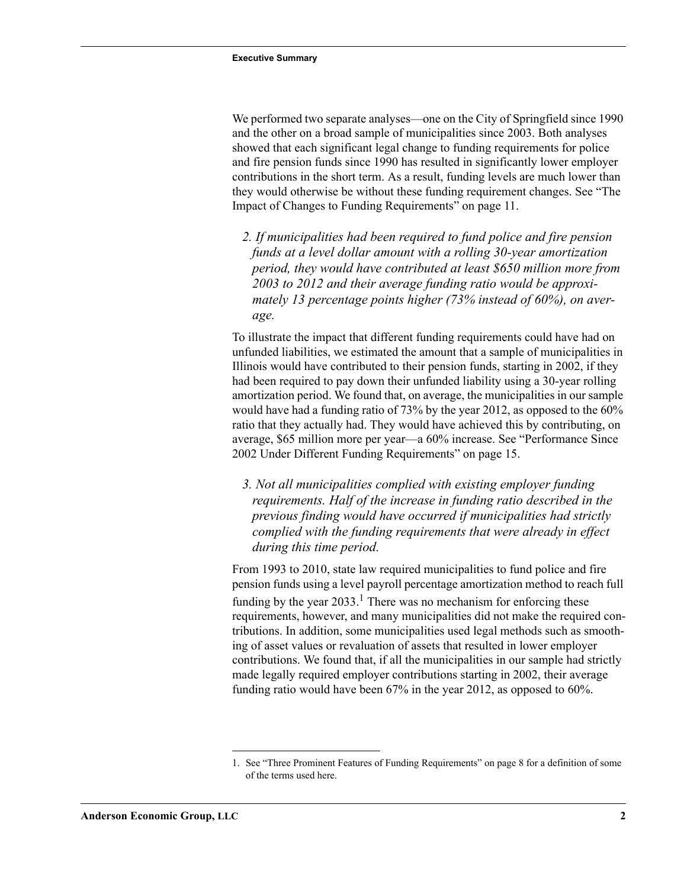We performed two separate analyses—one on the City of Springfield since 1990 and the other on a broad sample of municipalities since 2003. Both analyses showed that each significant legal change to funding requirements for police and fire pension funds since 1990 has resulted in significantly lower employer contributions in the short term. As a result, funding levels are much lower than they would otherwise be without these funding requirement changes. See "The Impact of Changes to Funding Requirements" on page 11.

*2. If municipalities had been required to fund police and fire pension funds at a level dollar amount with a rolling 30-year amortization period, they would have contributed at least $650 million more from 2003 to 2012 and their average funding ratio would be approximately 13 percentage points higher (73% instead of 60%), on average.*

To illustrate the impact that different funding requirements could have had on unfunded liabilities, we estimated the amount that a sample of municipalities in Illinois would have contributed to their pension funds, starting in 2002, if they had been required to pay down their unfunded liability using a 30-year rolling amortization period. We found that, on average, the municipalities in our sample would have had a funding ratio of 73% by the year 2012, as opposed to the 60% ratio that they actually had. They would have achieved this by contributing, on average, $65 million more per year—a 60% increase. See "Performance Since 2002 Under Different Funding Requirements" on page 15.

*3. Not all municipalities complied with existing employer funding requirements. Half of the increase in funding ratio described in the previous finding would have occurred if municipalities had strictly complied with the funding requirements that were already in effect during this time period.*

From 1993 to 2010, state law required municipalities to fund police and fire pension funds using a level payroll percentage amortization method to reach full funding by the year 2033.[1] There was no mechanism for enforcing these requirements, however, and many municipalities did not make the required contributions. In addition, some municipalities used legal methods such as smoothing of asset values or revaluation of assets that resulted in lower employer contributions. We found that, if all the municipalities in our sample had strictly made legally required employer contributions starting in 2002, their average funding ratio would have been 67% in the year 2012, as opposed to 60%.

1. See "Three Prominent Features of Funding Requirements" on page 8 for a definition of some of the terms used here.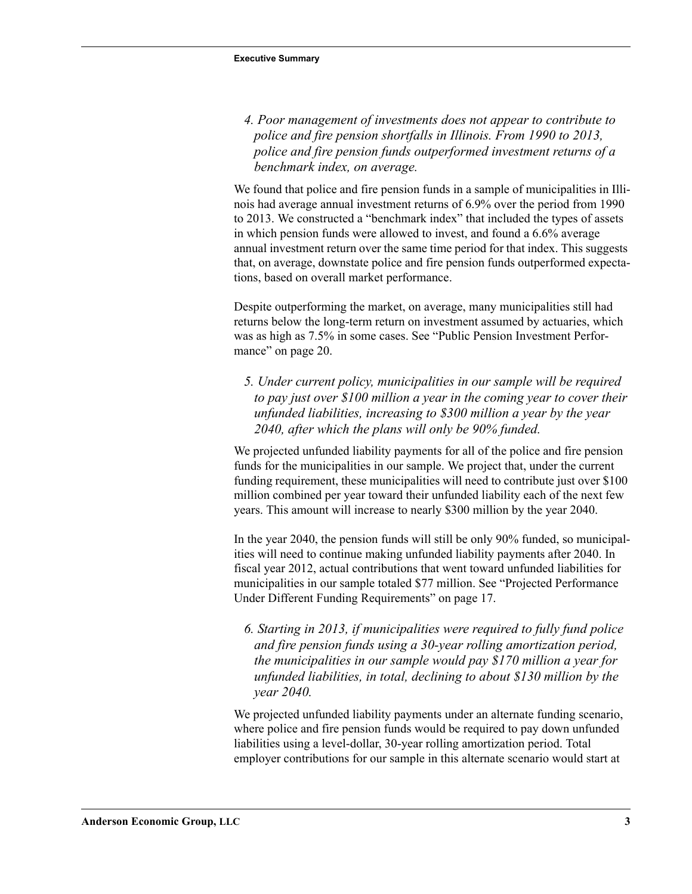*4. Poor management of investments does not appear to contribute to police and fire pension shortfalls in Illinois. From 1990 to 2013, police and fire pension funds outperformed investment returns of a benchmark index, on average.*

We found that police and fire pension funds in a sample of municipalities in Illinois had average annual investment returns of 6.9% over the period from 1990 to 2013. We constructed a "benchmark index" that included the types of assets in which pension funds were allowed to invest, and found a 6.6% average annual investment return over the same time period for that index. This suggests that, on average, downstate police and fire pension funds outperformed expectations, based on overall market performance.

Despite outperforming the market, on average, many municipalities still had returns below the long-term return on investment assumed by actuaries, which was as high as 7.5% in some cases. See "Public Pension Investment Performance" on page 20.

*5. Under current policy, municipalities in our sample will be required to pay just over $100 million a year in the coming year to cover their unfunded liabilities, increasing to $300 million a year by the year 2040, after which the plans will only be 90% funded.*

We projected unfunded liability payments for all of the police and fire pension funds for the municipalities in our sample. We project that, under the current funding requirement, these municipalities will need to contribute just over $100 million combined per year toward their unfunded liability each of the next few years. This amount will increase to nearly $300 million by the year 2040.

In the year 2040, the pension funds will still be only 90% funded, so municipalities will need to continue making unfunded liability payments after 2040. In fiscal year 2012, actual contributions that went toward unfunded liabilities for municipalities in our sample totaled $77 million. See "Projected Performance Under Different Funding Requirements" on page 17.

*6. Starting in 2013, if municipalities were required to fully fund police and fire pension funds using a 30-year rolling amortization period, the municipalities in our sample would pay $170 million a year for unfunded liabilities, in total, declining to about $130 million by the year 2040.*

We projected unfunded liability payments under an alternate funding scenario, where police and fire pension funds would be required to pay down unfunded liabilities using a level-dollar, 30-year rolling amortization period. Total employer contributions for our sample in this alternate scenario would start at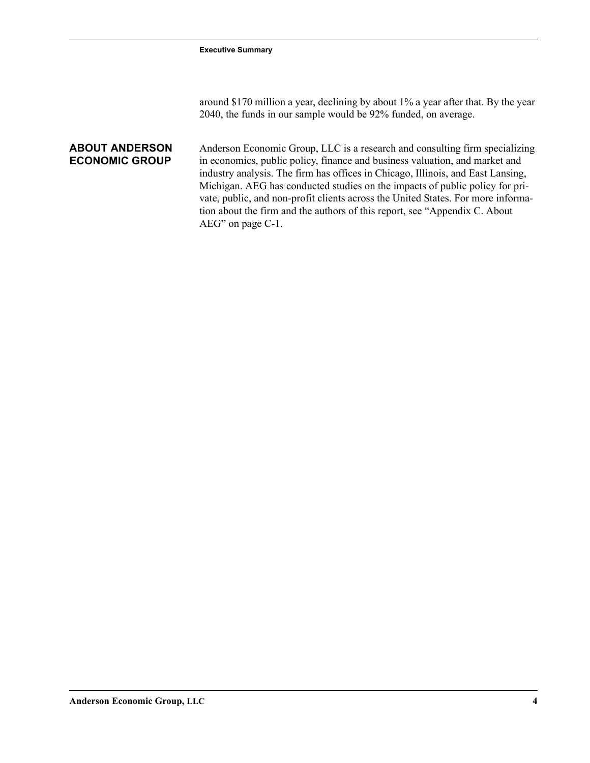around $170 million a year, declining by about 1% a year after that. By the year 2040, the funds in our sample would be 92% funded, on average.

## ABOUT ANDERSON ECONOMIC GROUP

Anderson Economic Group, LLC is a research and consulting firm specializing in economics, public policy, finance and business valuation, and market and industry analysis. The firm has offices in Chicago, Illinois, and East Lansing, Michigan. AEG has conducted studies on the impacts of public policy for private, public, and non-profit clients across the United States. For more information about the firm and the authors of this report, see "Appendix C. About AEG" on page C-1.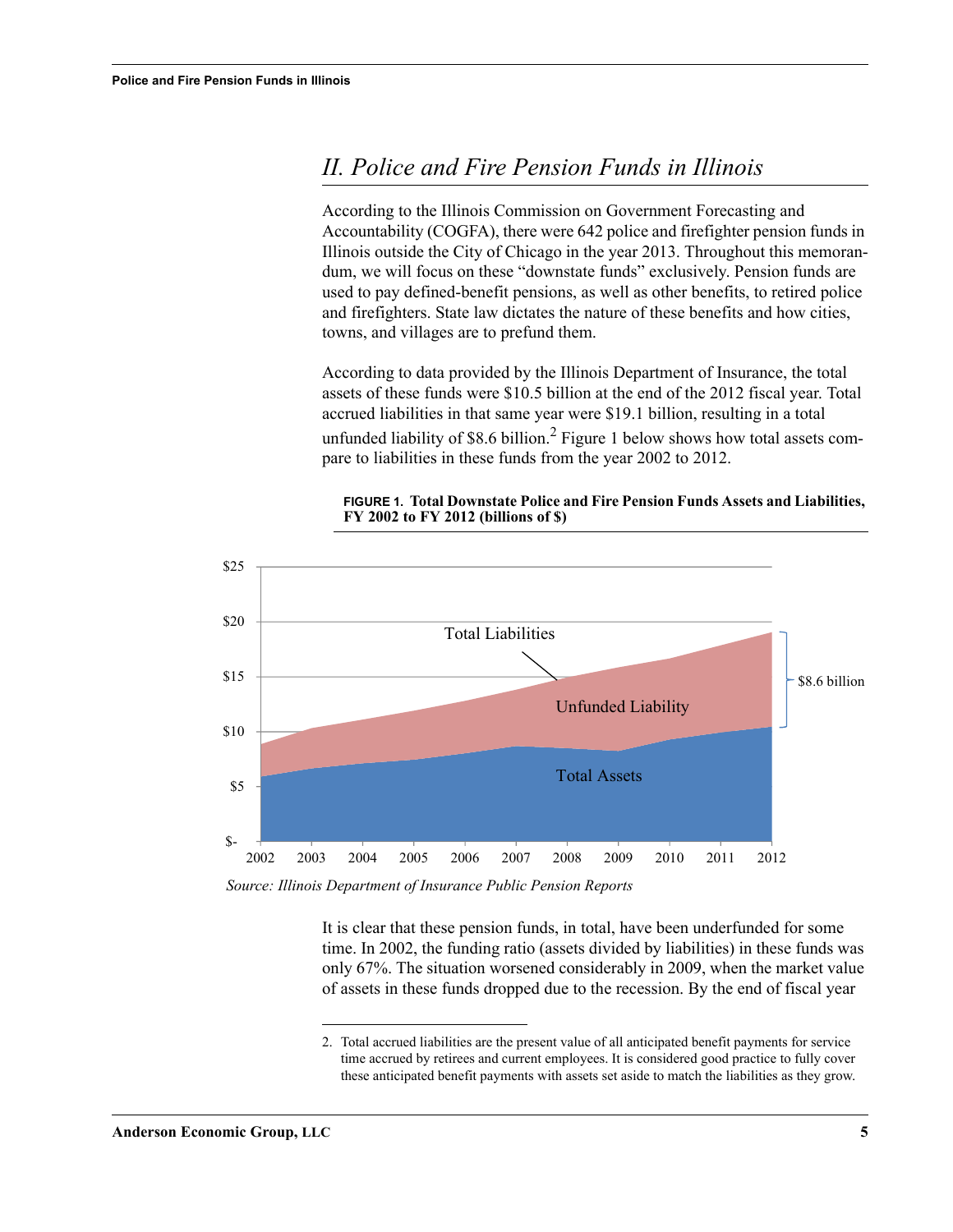## II. Police and Fire Pension Funds in Illinois

According to the Illinois Commission on Government Forecasting and Accountability (COGFA), there were 642 police and firefighter pension funds in Illinois outside the City of Chicago in the year 2013. Throughout this memorandum, we will focus on these "downstate funds" exclusively. Pension funds are used to pay defined-benefit pensions, as well as other benefits, to retired police and firefighters. State law dictates the nature of these benefits and how cities, towns, and villages are to prefund them.

According to data provided by the Illinois Department of Insurance, the total assets of these funds were $10.5 billion at the end of the 2012 fiscal year. Total accrued liabilities in that same year were $19.1 billion, resulting in a total unfunded liability of $8.6 billion.[2] Figure 1 below shows how total assets compare to liabilities in these funds from the year 2002 to 2012.

**FIGURE 1. Total Downstate Police and Fire Pension Funds Assets and Liabilities, FY 2002 to FY 2012 (billions of $)**

*Source: Illinois Department of Insurance Public Pension Reports*

It is clear that these pension funds, in total, have been underfunded for some time. In 2002, the funding ratio (assets divided by liabilities) in these funds was only 67%. The situation worsened considerably in 2009, when the market value of assets in these funds dropped due to the recession. By the end of fiscal year

2. Total accrued liabilities are the present value of all anticipated benefit payments for service time accrued by retirees and current employees. It is considered good practice to fully cover these anticipated benefit payments with assets set aside to match the liabilities as they grow.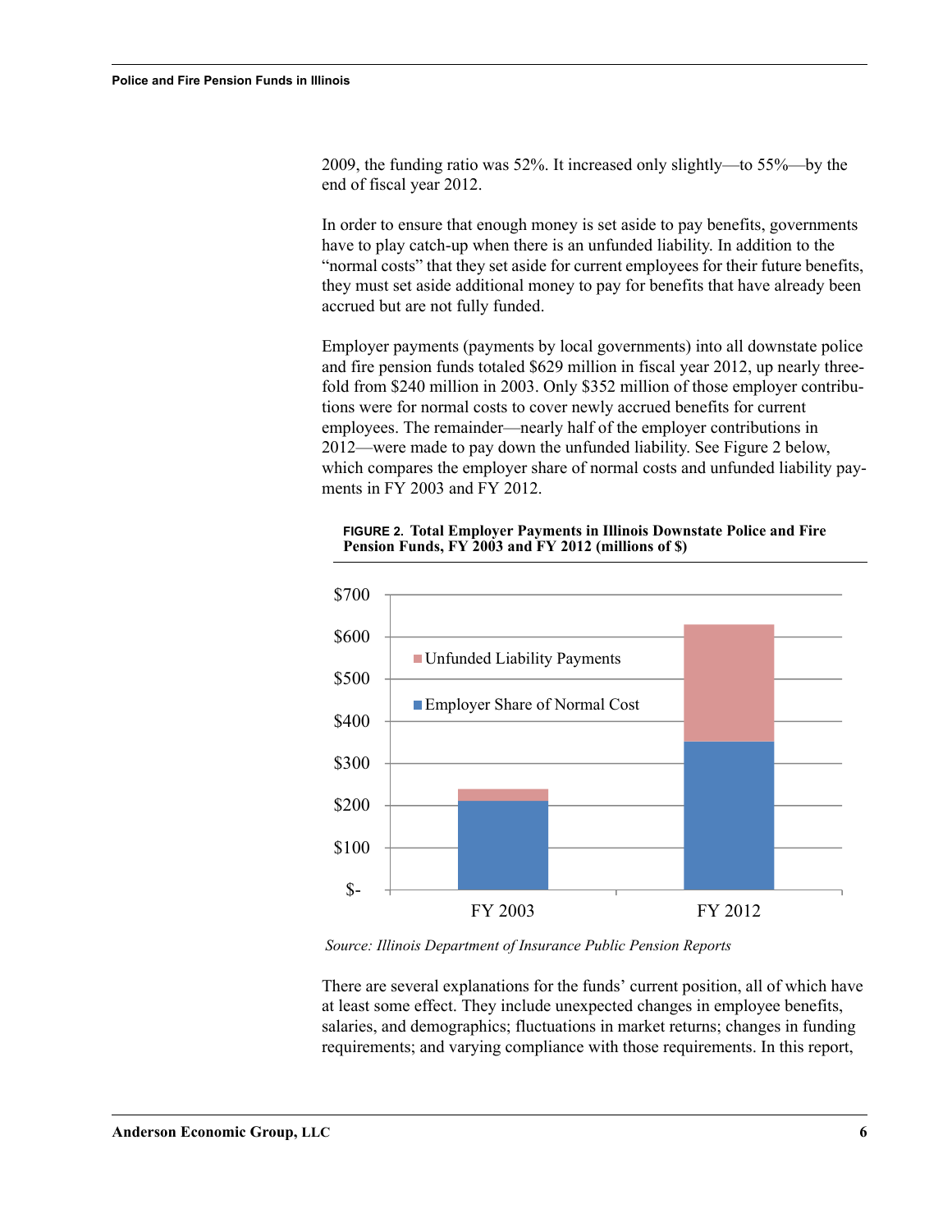2009, the funding ratio was 52%. It increased only slightly—to 55%—by the end of fiscal year 2012.

In order to ensure that enough money is set aside to pay benefits, governments have to play catch-up when there is an unfunded liability. In addition to the "normal costs" that they set aside for current employees for their future benefits, they must set aside additional money to pay for benefits that have already been accrued but are not fully funded.

Employer payments (payments by local governments) into all downstate police and fire pension funds totaled $629 million in fiscal year 2012, up nearly three-fold from $240 million in 2003. Only $352 million of those employer contributions were for normal costs to cover newly accrued benefits for current employees. The remainder—nearly half of the employer contributions in 2012—were made to pay down the unfunded liability. See Figure 2 below, which compares the employer share of normal costs and unfunded liability payments in FY 2003 and FY 2012.

**FIGURE 2. Total Employer Payments in Illinois Downstate Police and Fire Pension Funds, FY 2003 and FY 2012 (millions of $)**

*Source: Illinois Department of Insurance Public Pension Reports*

There are several explanations for the funds' current position, all of which have at least some effect. They include unexpected changes in employee benefits, salaries, and demographics; fluctuations in market returns; changes in funding requirements; and varying compliance with those requirements. In this report,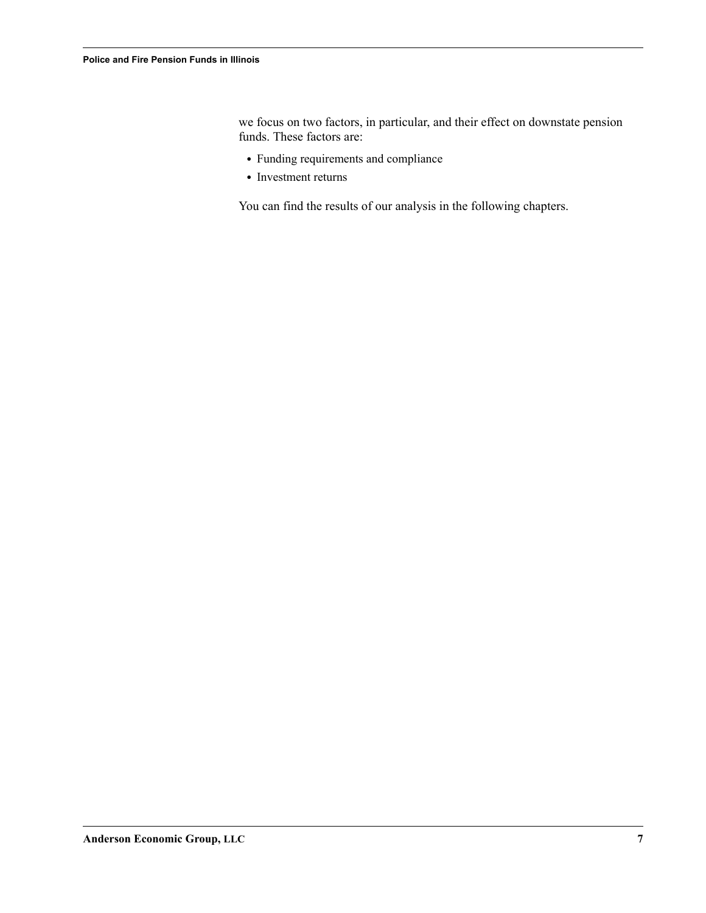we focus on two factors, in particular, and their effect on downstate pension funds. These factors are:

- Funding requirements and compliance
- Investment returns

You can find the results of our analysis in the following chapters.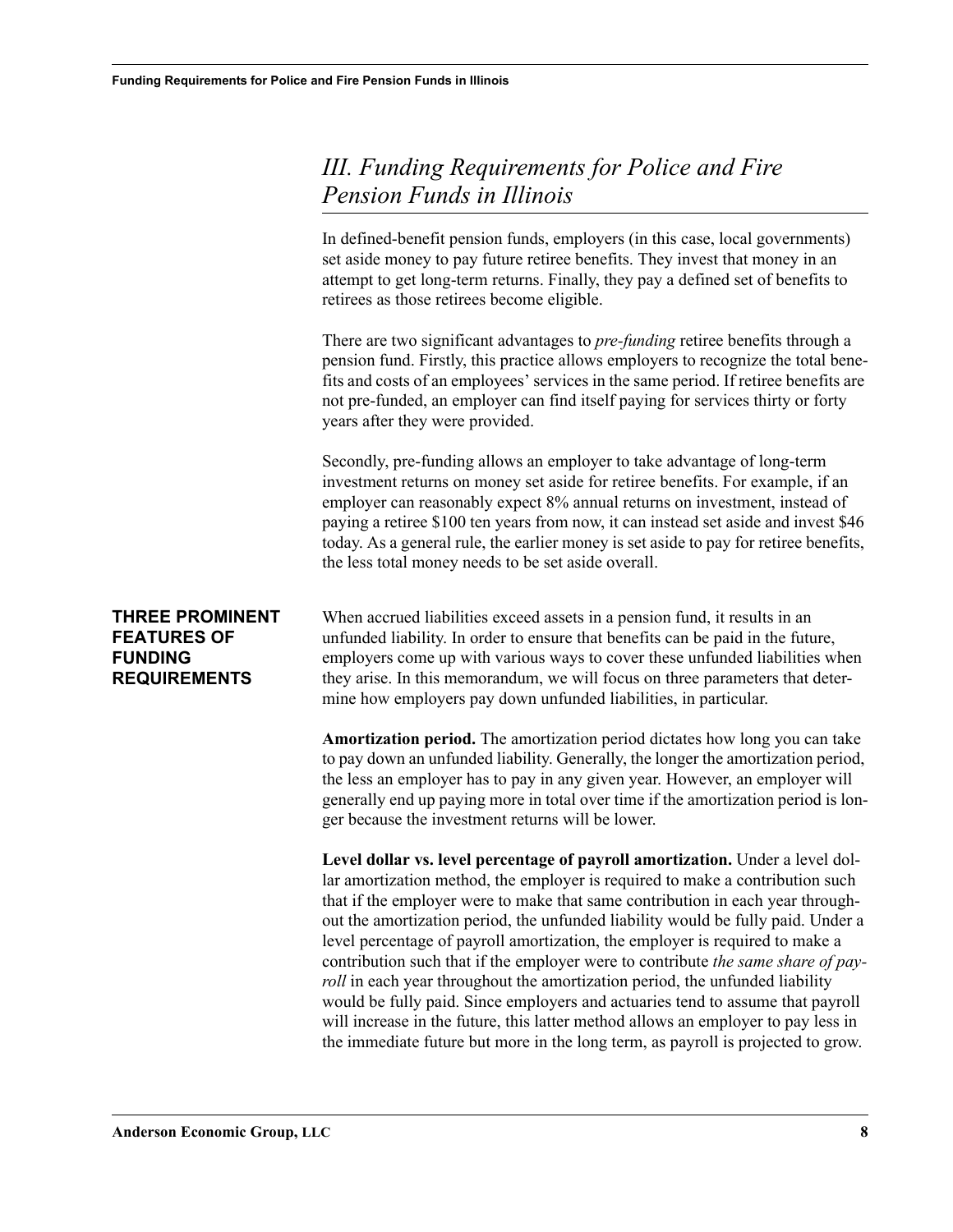## *III. Funding Requirements for Police and Fire Pension Funds in Illinois*

In defined-benefit pension funds, employers (in this case, local governments) set aside money to pay future retiree benefits. They invest that money in an attempt to get long-term returns. Finally, they pay a defined set of benefits to retirees as those retirees become eligible.

There are two significant advantages to *pre-funding* retiree benefits through a pension fund. Firstly, this practice allows employers to recognize the total benefits and costs of an employees' services in the same period. If retiree benefits are not pre-funded, an employer can find itself paying for services thirty or forty years after they were provided.

Secondly, pre-funding allows an employer to take advantage of long-term investment returns on money set aside for retiree benefits. For example, if an employer can reasonably expect 8% annual returns on investment, instead of paying a retiree $100 ten years from now, it can instead set aside and invest $46 today. As a general rule, the earlier money is set aside to pay for retiree benefits, the less total money needs to be set aside overall.

### THREE PROMINENT FEATURES OF FUNDING REQUIREMENTS

When accrued liabilities exceed assets in a pension fund, it results in an unfunded liability. In order to ensure that benefits can be paid in the future, employers come up with various ways to cover these unfunded liabilities when they arise. In this memorandum, we will focus on three parameters that determine how employers pay down unfunded liabilities, in particular.

**Amortization period.** The amortization period dictates how long you can take to pay down an unfunded liability. Generally, the longer the amortization period, the less an employer has to pay in any given year. However, an employer will generally end up paying more in total over time if the amortization period is longer because the investment returns will be lower.

**Level dollar vs. level percentage of payroll amortization.** Under a level dollar amortization method, the employer is required to make a contribution such that if the employer were to make that same contribution in each year throughout the amortization period, the unfunded liability would be fully paid. Under a level percentage of payroll amortization, the employer is required to make a contribution such that if the employer were to contribute *the same share of payroll* in each year throughout the amortization period, the unfunded liability would be fully paid. Since employers and actuaries tend to assume that payroll will increase in the future, this latter method allows an employer to pay less in the immediate future but more in the long term, as payroll is projected to grow.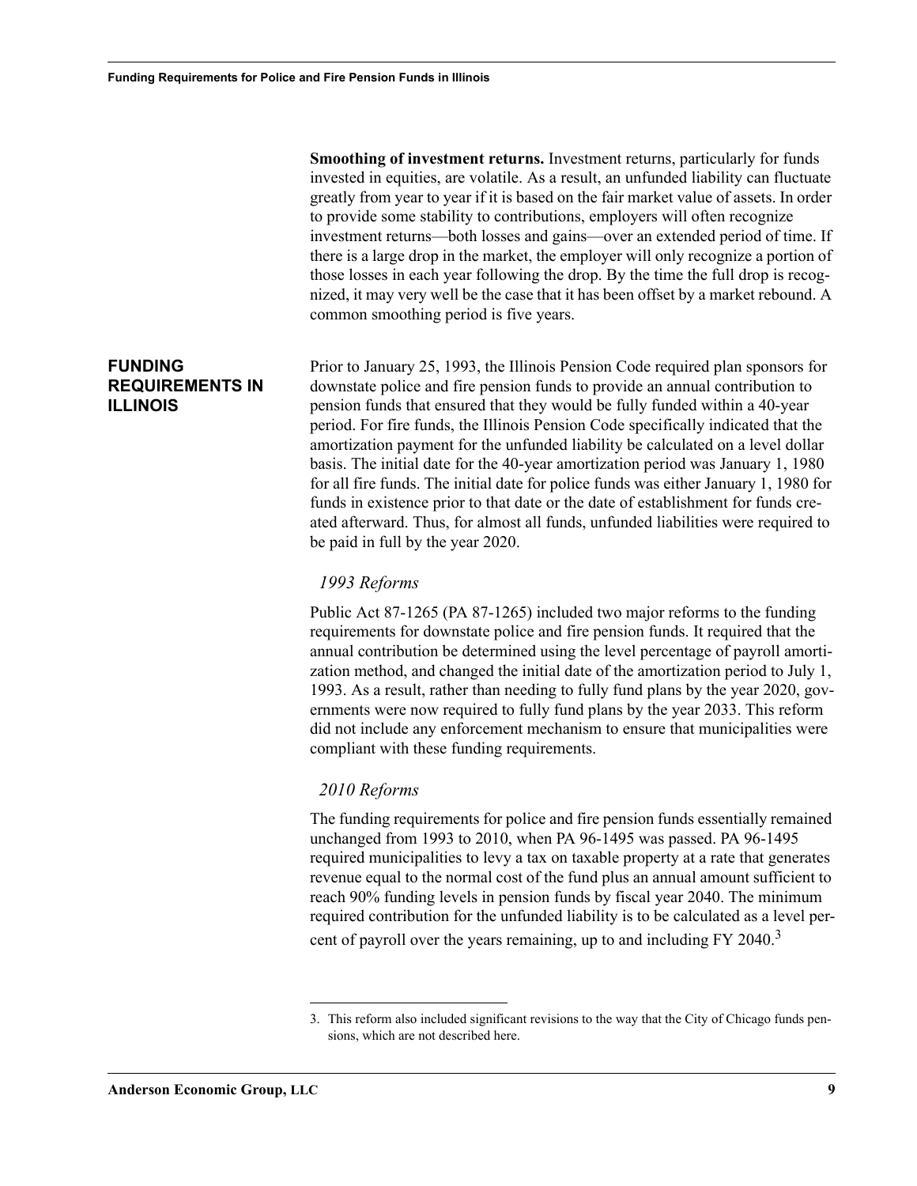**Smoothing of investment returns.** Investment returns, particularly for funds invested in equities, are volatile. As a result, an unfunded liability can fluctuate greatly from year to year if it is based on the fair market value of assets. In order to provide some stability to contributions, employers will often recognize investment returns—both losses and gains—over an extended period of time. If there is a large drop in the market, the employer will only recognize a portion of those losses in each year following the drop. By the time the full drop is recognized, it may very well be the case that it has been offset by a market rebound. A common smoothing period is five years.

## FUNDING REQUIREMENTS IN ILLINOIS

Prior to January 25, 1993, the Illinois Pension Code required plan sponsors for downstate police and fire pension funds to provide an annual contribution to pension funds that ensured that they would be fully funded within a 40-year period. For fire funds, the Illinois Pension Code specifically indicated that the amortization payment for the unfunded liability be calculated on a level dollar basis. The initial date for the 40-year amortization period was January 1, 1980 for all fire funds. The initial date for police funds was either January 1, 1980 for funds in existence prior to that date or the date of establishment for funds created afterward. Thus, for almost all funds, unfunded liabilities were required to be paid in full by the year 2020.

### *1993 Reforms*

Public Act 87-1265 (PA 87-1265) included two major reforms to the funding requirements for downstate police and fire pension funds. It required that the annual contribution be determined using the level percentage of payroll amortization method, and changed the initial date of the amortization period to July 1, 1993. As a result, rather than needing to fully fund plans by the year 2020, governments were now required to fully fund plans by the year 2033. This reform did not include any enforcement mechanism to ensure that municipalities were compliant with these funding requirements.

### *2010 Reforms*

The funding requirements for police and fire pension funds essentially remained unchanged from 1993 to 2010, when PA 96-1495 was passed. PA 96-1495 required municipalities to levy a tax on taxable property at a rate that generates revenue equal to the normal cost of the fund plus an annual amount sufficient to reach 90% funding levels in pension funds by fiscal year 2040. The minimum required contribution for the unfunded liability is to be calculated as a level percent of payroll over the years remaining, up to and including FY 2040.[3]

3. This reform also included significant revisions to the way that the City of Chicago funds pensions, which are not described here.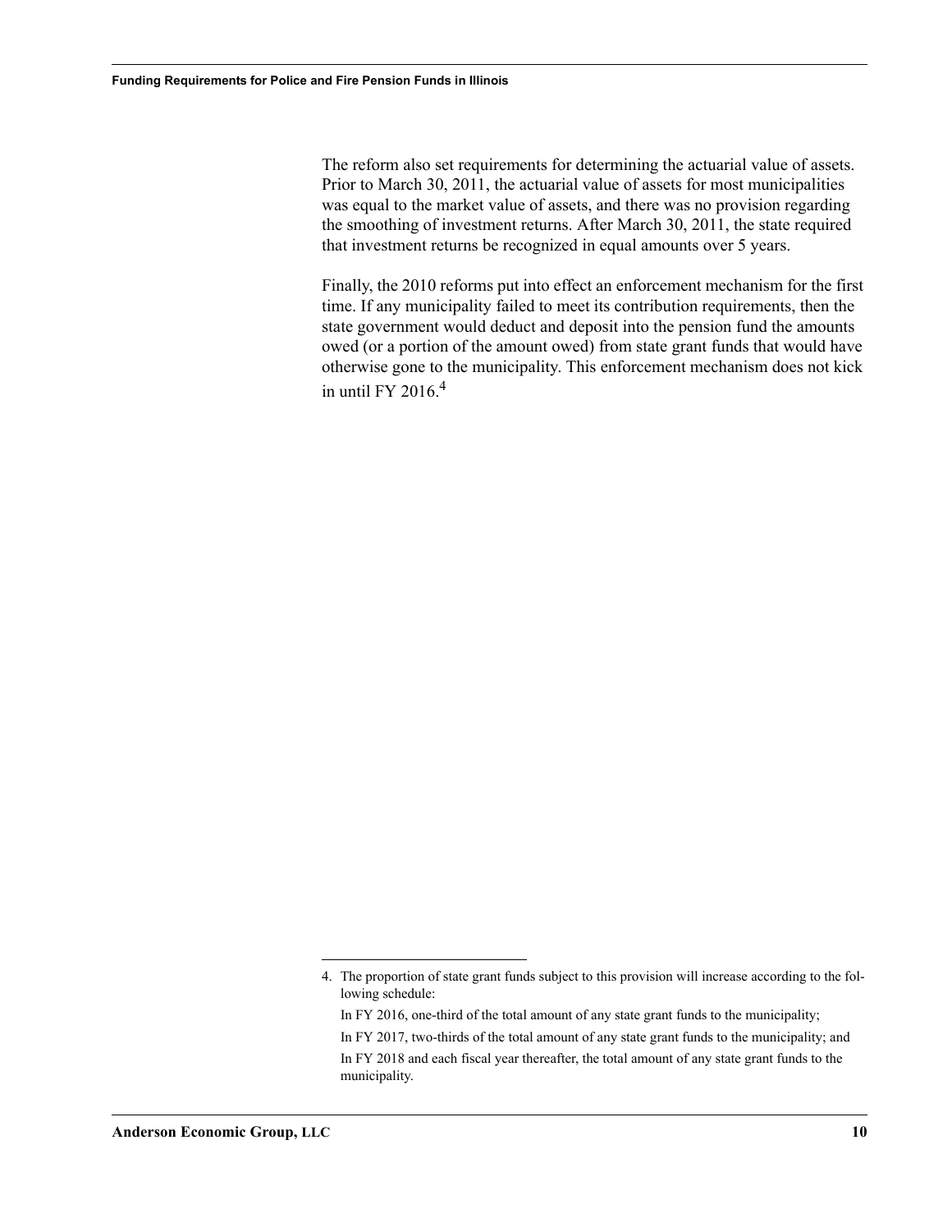The reform also set requirements for determining the actuarial value of assets. Prior to March 30, 2011, the actuarial value of assets for most municipalities was equal to the market value of assets, and there was no provision regarding the smoothing of investment returns. After March 30, 2011, the state required that investment returns be recognized in equal amounts over 5 years.

Finally, the 2010 reforms put into effect an enforcement mechanism for the first time. If any municipality failed to meet its contribution requirements, then the state government would deduct and deposit into the pension fund the amounts owed (or a portion of the amount owed) from state grant funds that would have otherwise gone to the municipality. This enforcement mechanism does not kick in until FY 2016.[4]

---

4. The proportion of state grant funds subject to this provision will increase according to the following schedule:

   In FY 2016, one-third of the total amount of any state grant funds to the municipality;

   In FY 2017, two-thirds of the total amount of any state grant funds to the municipality; and

   In FY 2018 and each fiscal year thereafter, the total amount of any state grant funds to the municipality.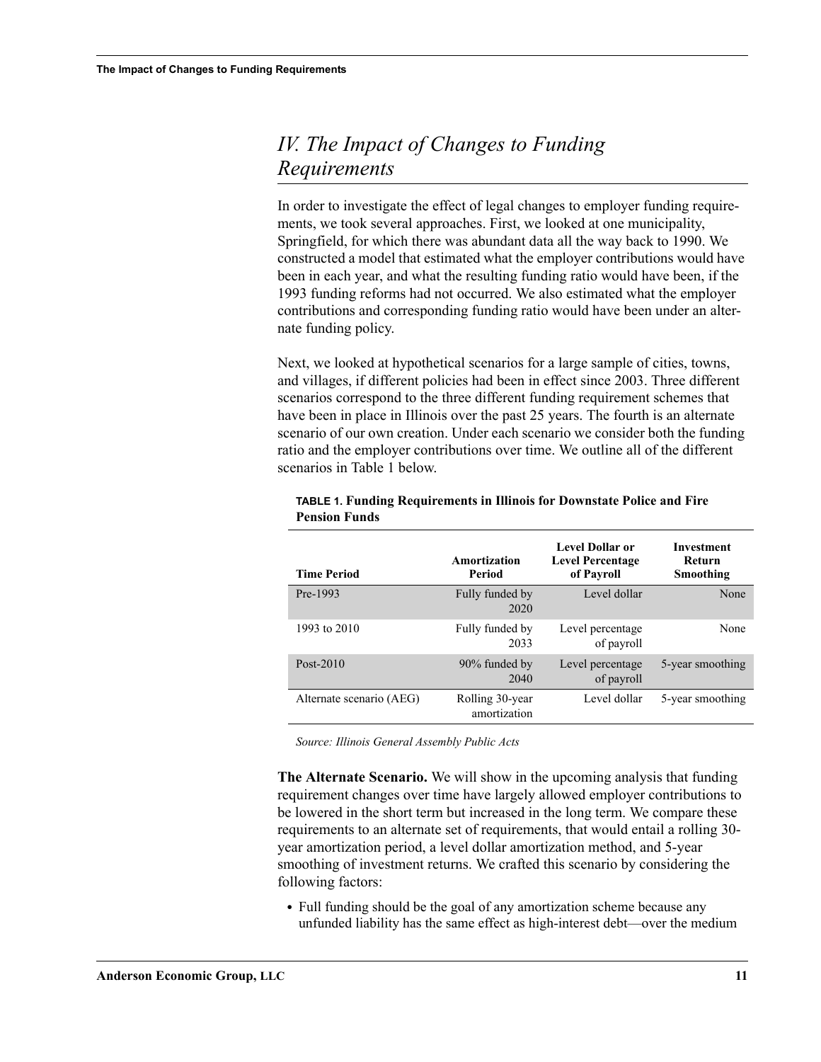# IV. The Impact of Changes to Funding Requirements

In order to investigate the effect of legal changes to employer funding requirements, we took several approaches. First, we looked at one municipality, Springfield, for which there was abundant data all the way back to 1990. We constructed a model that estimated what the employer contributions would have been in each year, and what the resulting funding ratio would have been, if the 1993 funding reforms had not occurred. We also estimated what the employer contributions and corresponding funding ratio would have been under an alternate funding policy.

Next, we looked at hypothetical scenarios for a large sample of cities, towns, and villages, if different policies had been in effect since 2003. Three different scenarios correspond to the three different funding requirement schemes that have been in place in Illinois over the past 25 years. The fourth is an alternate scenario of our own creation. Under each scenario we consider both the funding ratio and the employer contributions over time. We outline all of the different scenarios in Table 1 below.

**TABLE 1. Funding Requirements in Illinois for Downstate Police and Fire Pension Funds**

| Time Period | Amortization Period | Level Dollar or Level Percentage of Payroll | Investment Return Smoothing |
|---|---|---|---|
| Pre-1993 | Fully funded by 2020 | Level dollar | None |
| 1993 to 2010 | Fully funded by 2033 | Level percentage of payroll | None |
| Post-2010 | 90% funded by 2040 | Level percentage of payroll | 5-year smoothing |
| Alternate scenario (AEG) | Rolling 30-year amortization | Level dollar | 5-year smoothing |

*Source: Illinois General Assembly Public Acts*

**The Alternate Scenario.** We will show in the upcoming analysis that funding requirement changes over time have largely allowed employer contributions to be lowered in the short term but increased in the long term. We compare these requirements to an alternate set of requirements, that would entail a rolling 30-year amortization period, a level dollar amortization method, and 5-year smoothing of investment returns. We crafted this scenario by considering the following factors:

- Full funding should be the goal of any amortization scheme because any unfunded liability has the same effect as high-interest debt—over the medium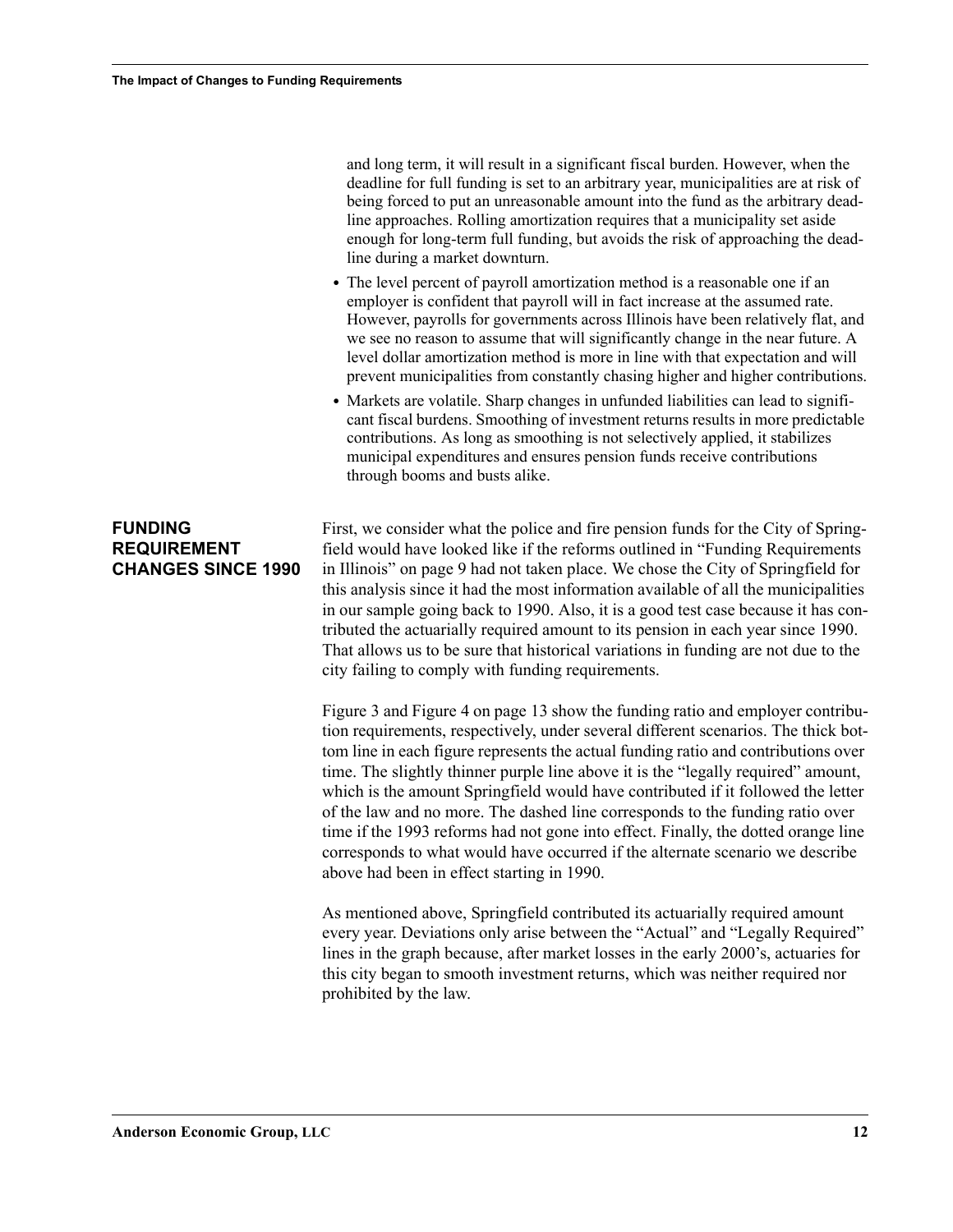and long term, it will result in a significant fiscal burden. However, when the deadline for full funding is set to an arbitrary year, municipalities are at risk of being forced to put an unreasonable amount into the fund as the arbitrary deadline approaches. Rolling amortization requires that a municipality set aside enough for long-term full funding, but avoids the risk of approaching the deadline during a market downturn.

- The level percent of payroll amortization method is a reasonable one if an employer is confident that payroll will in fact increase at the assumed rate. However, payrolls for governments across Illinois have been relatively flat, and we see no reason to assume that will significantly change in the near future. A level dollar amortization method is more in line with that expectation and will prevent municipalities from constantly chasing higher and higher contributions.
- Markets are volatile. Sharp changes in unfunded liabilities can lead to significant fiscal burdens. Smoothing of investment returns results in more predictable contributions. As long as smoothing is not selectively applied, it stabilizes municipal expenditures and ensures pension funds receive contributions through booms and busts alike.

## FUNDING REQUIREMENT CHANGES SINCE 1990

First, we consider what the police and fire pension funds for the City of Springfield would have looked like if the reforms outlined in "Funding Requirements in Illinois" on page 9 had not taken place. We chose the City of Springfield for this analysis since it had the most information available of all the municipalities in our sample going back to 1990. Also, it is a good test case because it has contributed the actuarially required amount to its pension in each year since 1990. That allows us to be sure that historical variations in funding are not due to the city failing to comply with funding requirements.

Figure 3 and Figure 4 on page 13 show the funding ratio and employer contribution requirements, respectively, under several different scenarios. The thick bottom line in each figure represents the actual funding ratio and contributions over time. The slightly thinner purple line above it is the "legally required" amount, which is the amount Springfield would have contributed if it followed the letter of the law and no more. The dashed line corresponds to the funding ratio over time if the 1993 reforms had not gone into effect. Finally, the dotted orange line corresponds to what would have occurred if the alternate scenario we describe above had been in effect starting in 1990.

As mentioned above, Springfield contributed its actuarially required amount every year. Deviations only arise between the "Actual" and "Legally Required" lines in the graph because, after market losses in the early 2000's, actuaries for this city began to smooth investment returns, which was neither required nor prohibited by the law.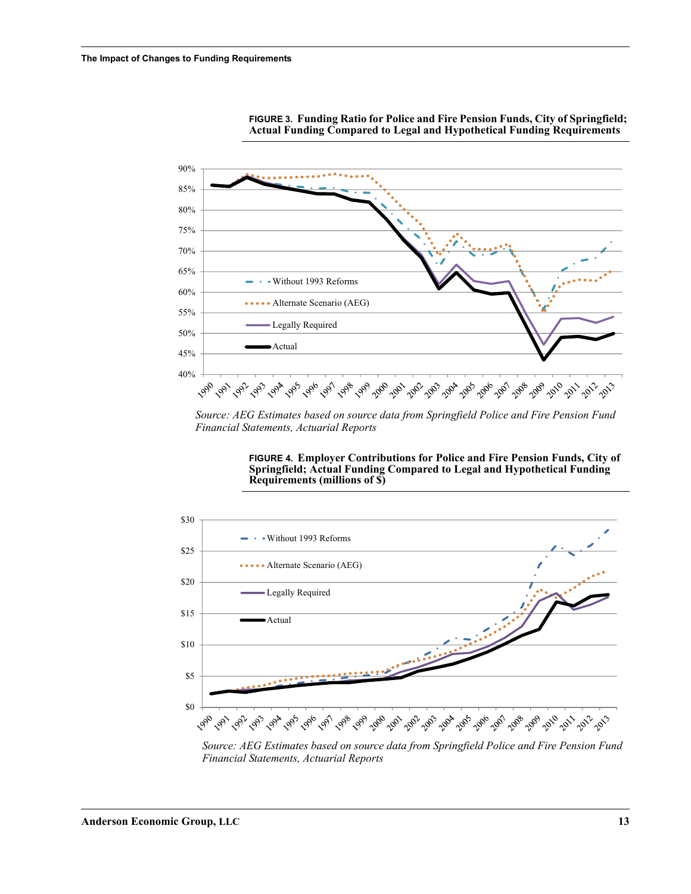**FIGURE 3. Funding Ratio for Police and Fire Pension Funds, City of Springfield; Actual Funding Compared to Legal and Hypothetical Funding Requirements**

*Source: AEG Estimates based on source data from Springfield Police and Fire Pension Fund Financial Statements, Actuarial Reports*

**FIGURE 4. Employer Contributions for Police and Fire Pension Funds, City of Springfield; Actual Funding Compared to Legal and Hypothetical Funding Requirements (millions of $)**

*Source: AEG Estimates based on source data from Springfield Police and Fire Pension Fund Financial Statements, Actuarial Reports*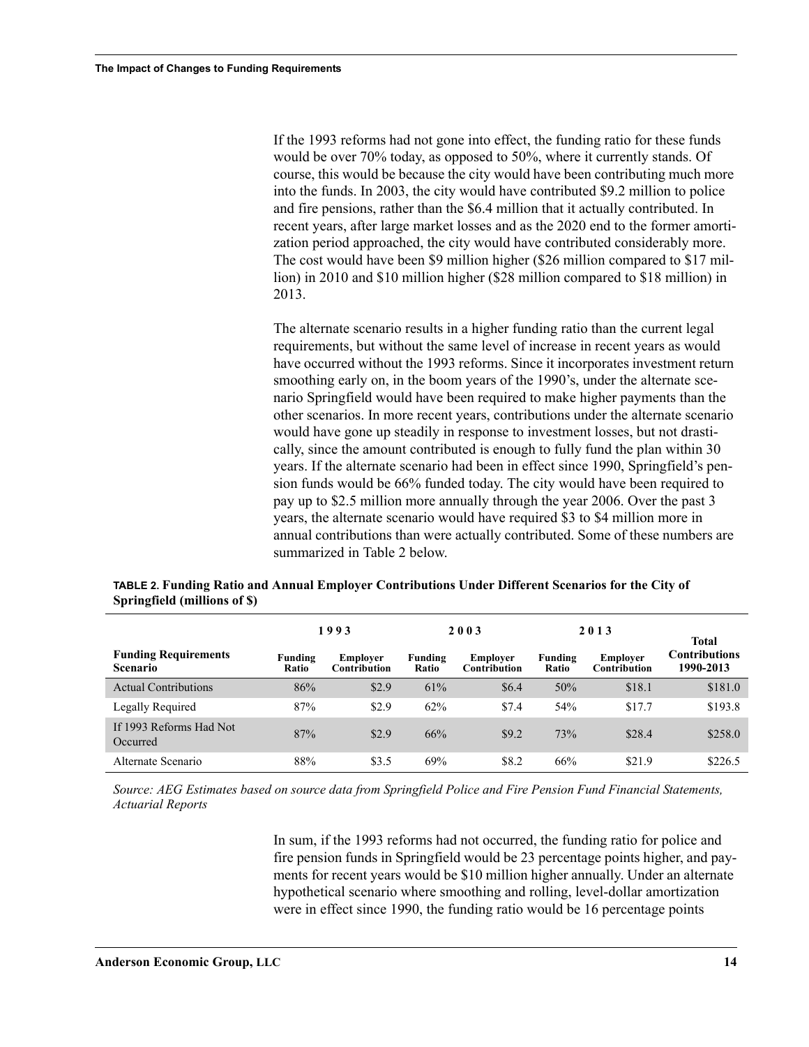If the 1993 reforms had not gone into effect, the funding ratio for these funds would be over 70% today, as opposed to 50%, where it currently stands. Of course, this would be because the city would have been contributing much more into the funds. In 2003, the city would have contributed $9.2 million to police and fire pensions, rather than the $6.4 million that it actually contributed. In recent years, after large market losses and as the 2020 end to the former amortization period approached, the city would have contributed considerably more. The cost would have been $9 million higher ($26 million compared to $17 million) in 2010 and $10 million higher ($28 million compared to $18 million) in 2013.

The alternate scenario results in a higher funding ratio than the current legal requirements, but without the same level of increase in recent years as would have occurred without the 1993 reforms. Since it incorporates investment return smoothing early on, in the boom years of the 1990's, under the alternate scenario Springfield would have been required to make higher payments than the other scenarios. In more recent years, contributions under the alternate scenario would have gone up steadily in response to investment losses, but not drastically, since the amount contributed is enough to fully fund the plan within 30 years. If the alternate scenario had been in effect since 1990, Springfield's pension funds would be 66% funded today. The city would have been required to pay up to $2.5 million more annually through the year 2006. Over the past 3 years, the alternate scenario would have required $3 to $4 million more in annual contributions than were actually contributed. Some of these numbers are summarized in Table 2 below.

**TABLE 2. Funding Ratio and Annual Employer Contributions Under Different Scenarios for the City of Springfield (millions of $)**

| | 1993 | | 2003 | | 2013 | | |
|---|---|---|---|---|---|---|---|
| **Funding Requirements Scenario** | **Funding Ratio** | **Employer Contribution** | **Funding Ratio** | **Employer Contribution** | **Funding Ratio** | **Employer Contribution** | **Total Contributions 1990-2013** |
| Actual Contributions | 86% | $2.9 | 61% | $6.4 | 50% | $18.1 | $181.0 |
| Legally Required | 87% | $2.9 | 62% | $7.4 | 54% | $17.7 | $193.8 |
| If 1993 Reforms Had Not Occurred | 87% | $2.9 | 66% | $9.2 | 73% | $28.4 | $258.0 |
| Alternate Scenario | 88% | $3.5 | 69% | $8.2 | 66% | $21.9 | $226.5 |

*Source: AEG Estimates based on source data from Springfield Police and Fire Pension Fund Financial Statements, Actuarial Reports*

In sum, if the 1993 reforms had not occurred, the funding ratio for police and fire pension funds in Springfield would be 23 percentage points higher, and payments for recent years would be $10 million higher annually. Under an alternate hypothetical scenario where smoothing and rolling, level-dollar amortization were in effect since 1990, the funding ratio would be 16 percentage points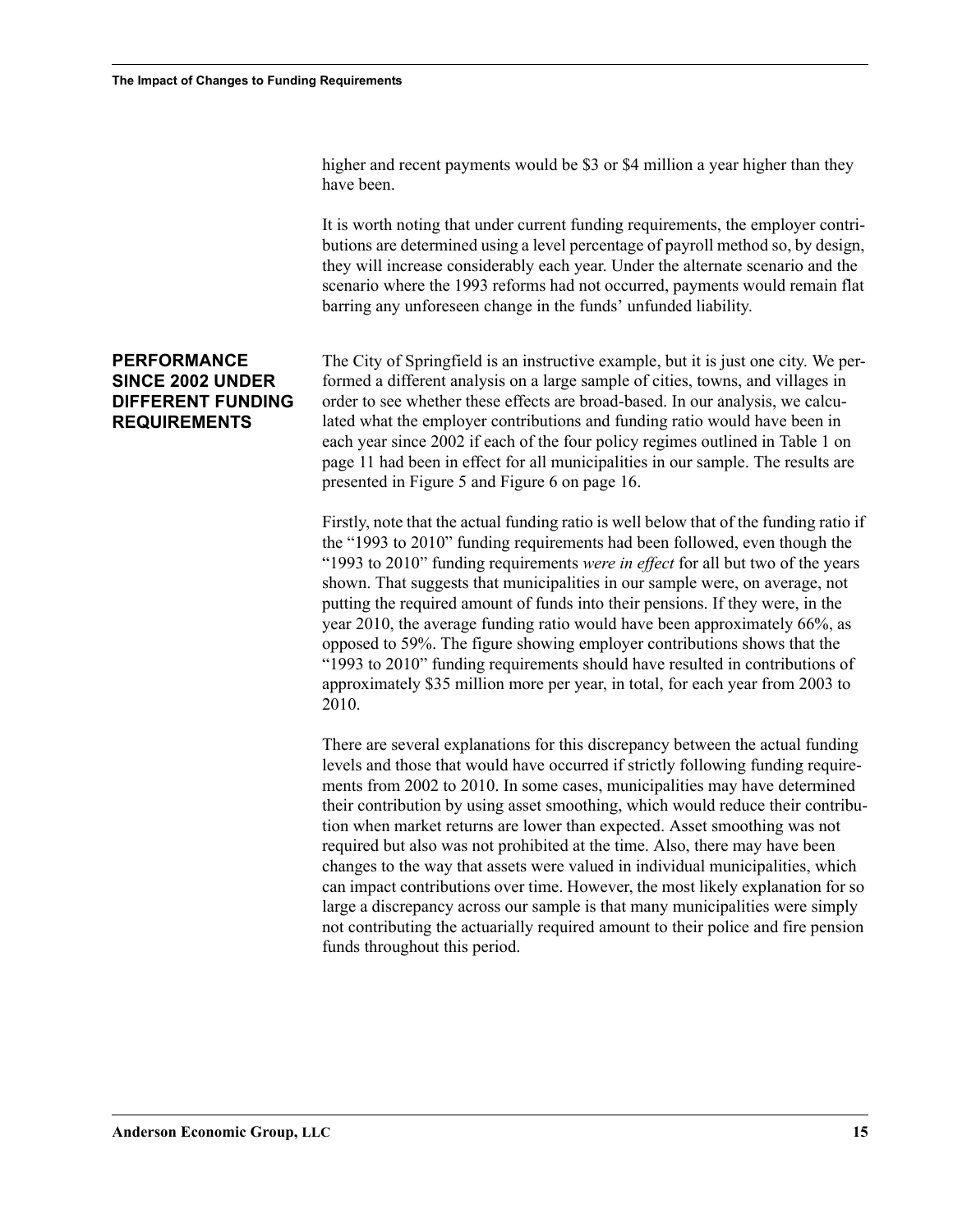higher and recent payments would be $3 or $4 million a year higher than they have been.

It is worth noting that under current funding requirements, the employer contributions are determined using a level percentage of payroll method so, by design, they will increase considerably each year. Under the alternate scenario and the scenario where the 1993 reforms had not occurred, payments would remain flat barring any unforeseen change in the funds' unfunded liability.

## PERFORMANCE SINCE 2002 UNDER DIFFERENT FUNDING REQUIREMENTS

The City of Springfield is an instructive example, but it is just one city. We performed a different analysis on a large sample of cities, towns, and villages in order to see whether these effects are broad-based. In our analysis, we calculated what the employer contributions and funding ratio would have been in each year since 2002 if each of the four policy regimes outlined in Table 1 on page 11 had been in effect for all municipalities in our sample. The results are presented in Figure 5 and Figure 6 on page 16.

Firstly, note that the actual funding ratio is well below that of the funding ratio if the "1993 to 2010" funding requirements had been followed, even though the "1993 to 2010" funding requirements *were in effect* for all but two of the years shown. That suggests that municipalities in our sample were, on average, not putting the required amount of funds into their pensions. If they were, in the year 2010, the average funding ratio would have been approximately 66%, as opposed to 59%. The figure showing employer contributions shows that the "1993 to 2010" funding requirements should have resulted in contributions of approximately $35 million more per year, in total, for each year from 2003 to 2010.

There are several explanations for this discrepancy between the actual funding levels and those that would have occurred if strictly following funding requirements from 2002 to 2010. In some cases, municipalities may have determined their contribution by using asset smoothing, which would reduce their contribution when market returns are lower than expected. Asset smoothing was not required but also was not prohibited at the time. Also, there may have been changes to the way that assets were valued in individual municipalities, which can impact contributions over time. However, the most likely explanation for so large a discrepancy across our sample is that many municipalities were simply not contributing the actuarially required amount to their police and fire pension funds throughout this period.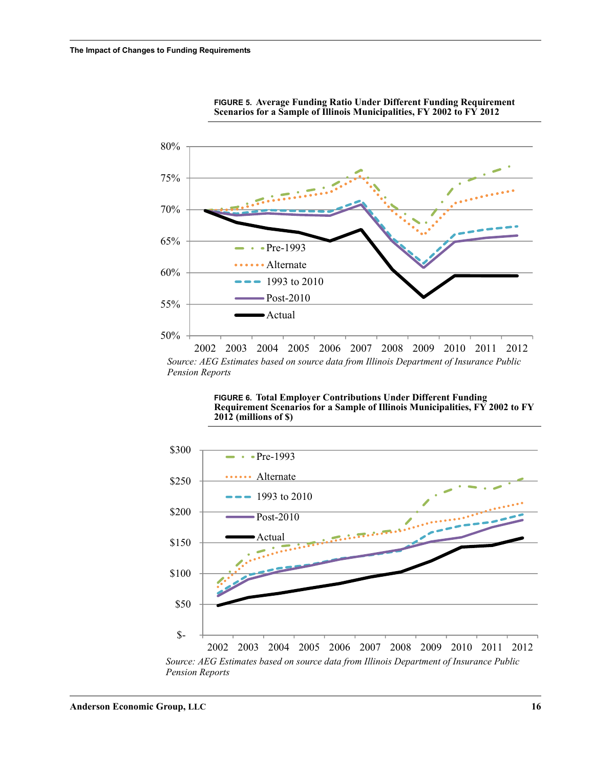**FIGURE 5. Average Funding Ratio Under Different Funding Requirement Scenarios for a Sample of Illinois Municipalities, FY 2002 to FY 2012**

*Source: AEG Estimates based on source data from Illinois Department of Insurance Public Pension Reports*

**FIGURE 6. Total Employer Contributions Under Different Funding Requirement Scenarios for a Sample of Illinois Municipalities, FY 2002 to FY 2012 (millions of $)**

*Source: AEG Estimates based on source data from Illinois Department of Insurance Public Pension Reports*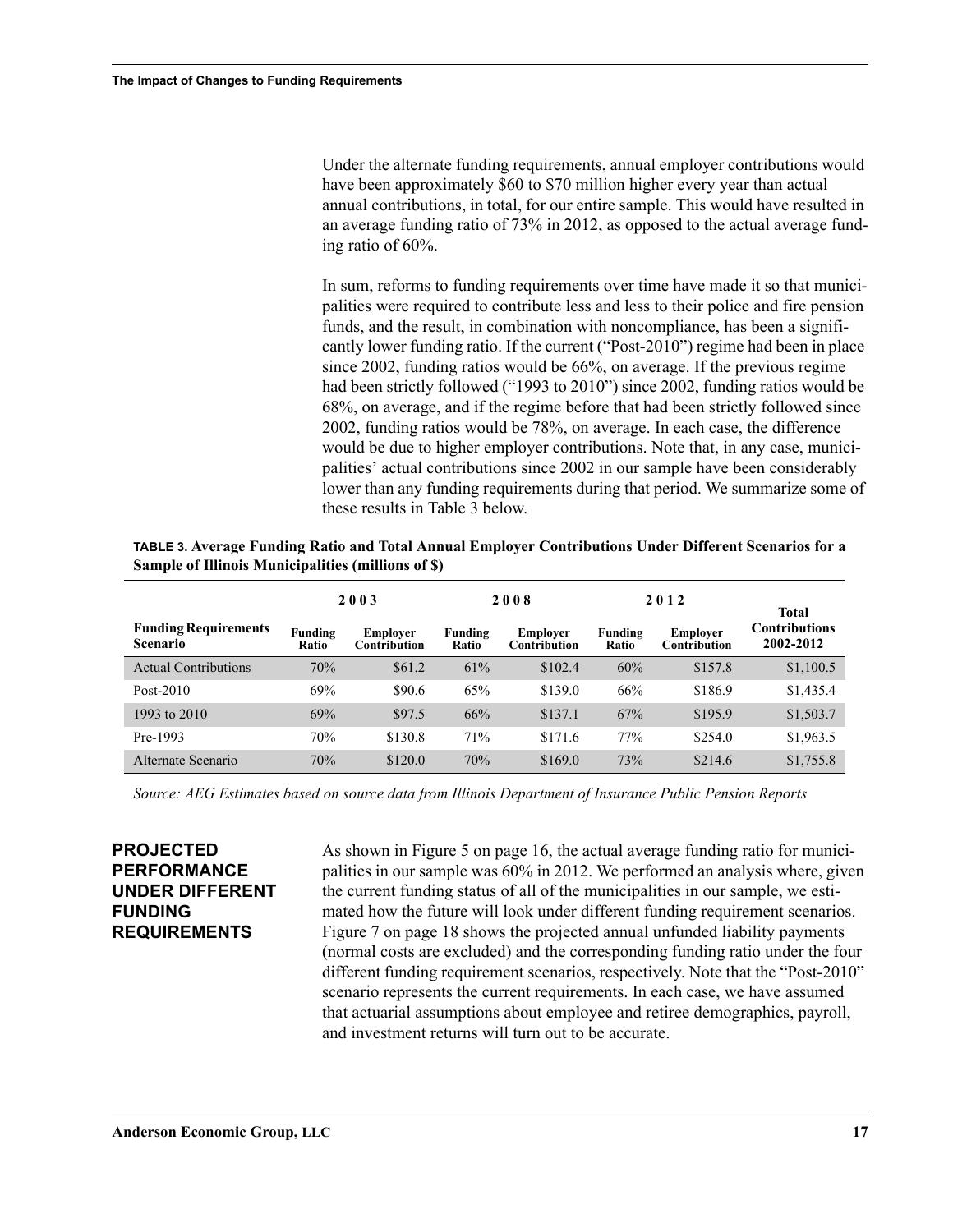Under the alternate funding requirements, annual employer contributions would have been approximately $60 to $70 million higher every year than actual annual contributions, in total, for our entire sample. This would have resulted in an average funding ratio of 73% in 2012, as opposed to the actual average funding ratio of 60%.

In sum, reforms to funding requirements over time have made it so that municipalities were required to contribute less and less to their police and fire pension funds, and the result, in combination with noncompliance, has been a significantly lower funding ratio. If the current ("Post-2010") regime had been in place since 2002, funding ratios would be 66%, on average. If the previous regime had been strictly followed ("1993 to 2010") since 2002, funding ratios would be 68%, on average, and if the regime before that had been strictly followed since 2002, funding ratios would be 78%, on average. In each case, the difference would be due to higher employer contributions. Note that, in any case, municipalities' actual contributions since 2002 in our sample have been considerably lower than any funding requirements during that period. We summarize some of these results in Table 3 below.

**TABLE 3. Average Funding Ratio and Total Annual Employer Contributions Under Different Scenarios for a Sample of Illinois Municipalities (millions of $)**

| | 2003 | | 2008 | | 2012 | | |
|---|---|---|---|---|---|---|---|
| **Funding Requirements Scenario** | **Funding Ratio** | **Employer Contribution** | **Funding Ratio** | **Employer Contribution** | **Funding Ratio** | **Employer Contribution** | **Total Contributions 2002-2012** |
| Actual Contributions | 70% | $61.2 | 61% | $102.4 | 60% | $157.8 | $1,100.5 |
| Post-2010 | 69% | $90.6 | 65% | $139.0 | 66% | $186.9 | $1,435.4 |
| 1993 to 2010 | 69% | $97.5 | 66% | $137.1 | 67% | $195.9 | $1,503.7 |
| Pre-1993 | 70% | $130.8 | 71% | $171.6 | 77% | $254.0 | $1,963.5 |
| Alternate Scenario | 70% | $120.0 | 70% | $169.0 | 73% | $214.6 | $1,755.8 |

*Source: AEG Estimates based on source data from Illinois Department of Insurance Public Pension Reports*

## PROJECTED PERFORMANCE UNDER DIFFERENT FUNDING REQUIREMENTS

As shown in Figure 5 on page 16, the actual average funding ratio for municipalities in our sample was 60% in 2012. We performed an analysis where, given the current funding status of all of the municipalities in our sample, we estimated how the future will look under different funding requirement scenarios. Figure 7 on page 18 shows the projected annual unfunded liability payments (normal costs are excluded) and the corresponding funding ratio under the four different funding requirement scenarios, respectively. Note that the "Post-2010" scenario represents the current requirements. In each case, we have assumed that actuarial assumptions about employee and retiree demographics, payroll, and investment returns will turn out to be accurate.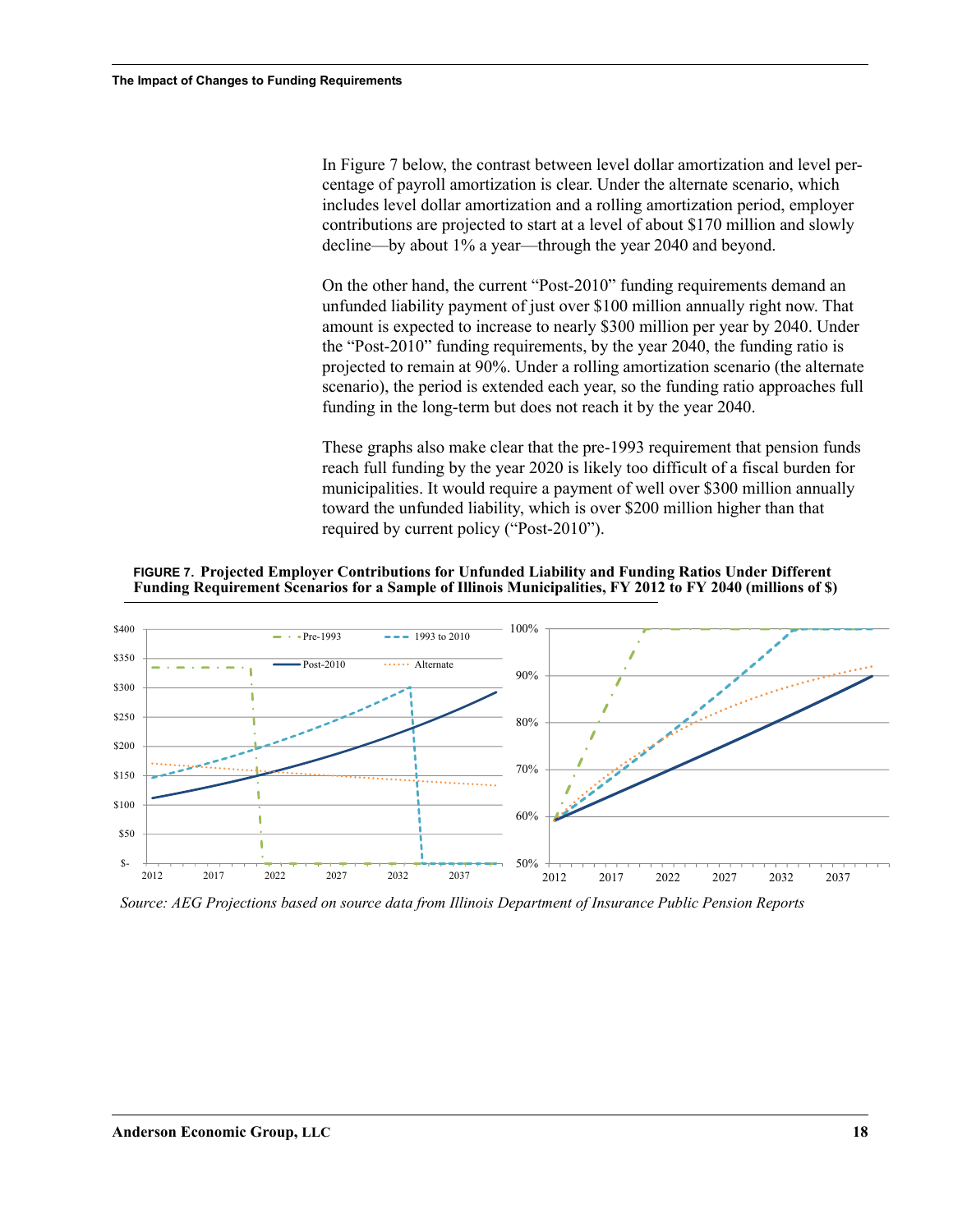In Figure 7 below, the contrast between level dollar amortization and level percentage of payroll amortization is clear. Under the alternate scenario, which includes level dollar amortization and a rolling amortization period, employer contributions are projected to start at a level of about $170 million and slowly decline—by about 1% a year—through the year 2040 and beyond.

On the other hand, the current "Post-2010" funding requirements demand an unfunded liability payment of just over $100 million annually right now. That amount is expected to increase to nearly $300 million per year by 2040. Under the "Post-2010" funding requirements, by the year 2040, the funding ratio is projected to remain at 90%. Under a rolling amortization scenario (the alternate scenario), the period is extended each year, so the funding ratio approaches full funding in the long-term but does not reach it by the year 2040.

These graphs also make clear that the pre-1993 requirement that pension funds reach full funding by the year 2020 is likely too difficult of a fiscal burden for municipalities. It would require a payment of well over $300 million annually toward the unfunded liability, which is over $200 million higher than that required by current policy ("Post-2010").

**FIGURE 7. Projected Employer Contributions for Unfunded Liability and Funding Ratios Under Different Funding Requirement Scenarios for a Sample of Illinois Municipalities, FY 2012 to FY 2040 (millions of $)**

*Source: AEG Projections based on source data from Illinois Department of Insurance Public Pension Reports*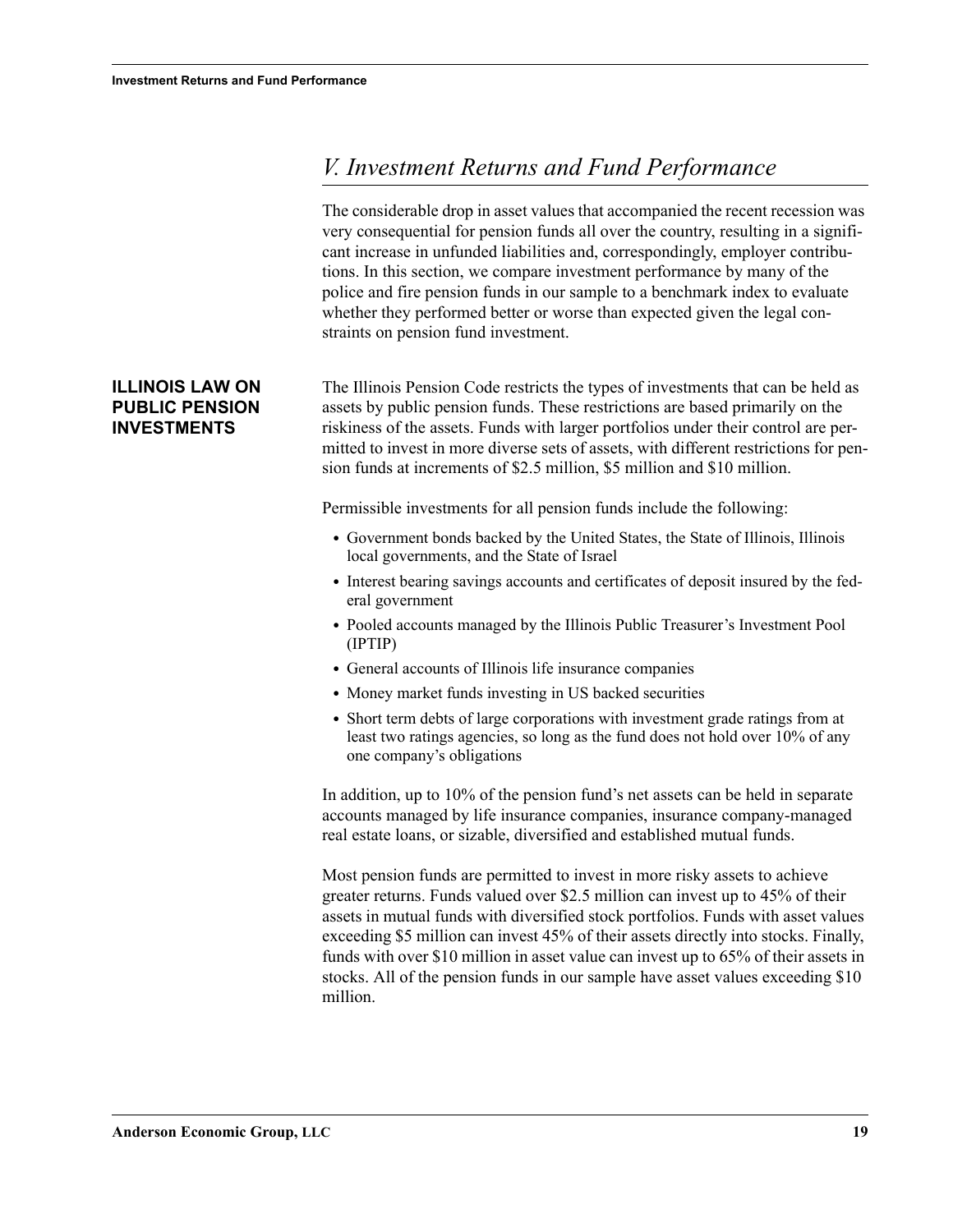# V. Investment Returns and Fund Performance

The considerable drop in asset values that accompanied the recent recession was very consequential for pension funds all over the country, resulting in a significant increase in unfunded liabilities and, correspondingly, employer contributions. In this section, we compare investment performance by many of the police and fire pension funds in our sample to a benchmark index to evaluate whether they performed better or worse than expected given the legal constraints on pension fund investment.

## ILLINOIS LAW ON PUBLIC PENSION INVESTMENTS

The Illinois Pension Code restricts the types of investments that can be held as assets by public pension funds. These restrictions are based primarily on the riskiness of the assets. Funds with larger portfolios under their control are permitted to invest in more diverse sets of assets, with different restrictions for pension funds at increments of $2.5 million, $5 million and $10 million.

Permissible investments for all pension funds include the following:

- Government bonds backed by the United States, the State of Illinois, Illinois local governments, and the State of Israel
- Interest bearing savings accounts and certificates of deposit insured by the federal government
- Pooled accounts managed by the Illinois Public Treasurer's Investment Pool (IPTIP)
- General accounts of Illinois life insurance companies
- Money market funds investing in US backed securities
- Short term debts of large corporations with investment grade ratings from at least two ratings agencies, so long as the fund does not hold over 10% of any one company's obligations

In addition, up to 10% of the pension fund's net assets can be held in separate accounts managed by life insurance companies, insurance company-managed real estate loans, or sizable, diversified and established mutual funds.

Most pension funds are permitted to invest in more risky assets to achieve greater returns. Funds valued over $2.5 million can invest up to 45% of their assets in mutual funds with diversified stock portfolios. Funds with asset values exceeding $5 million can invest 45% of their assets directly into stocks. Finally, funds with over $10 million in asset value can invest up to 65% of their assets in stocks. All of the pension funds in our sample have asset values exceeding $10 million.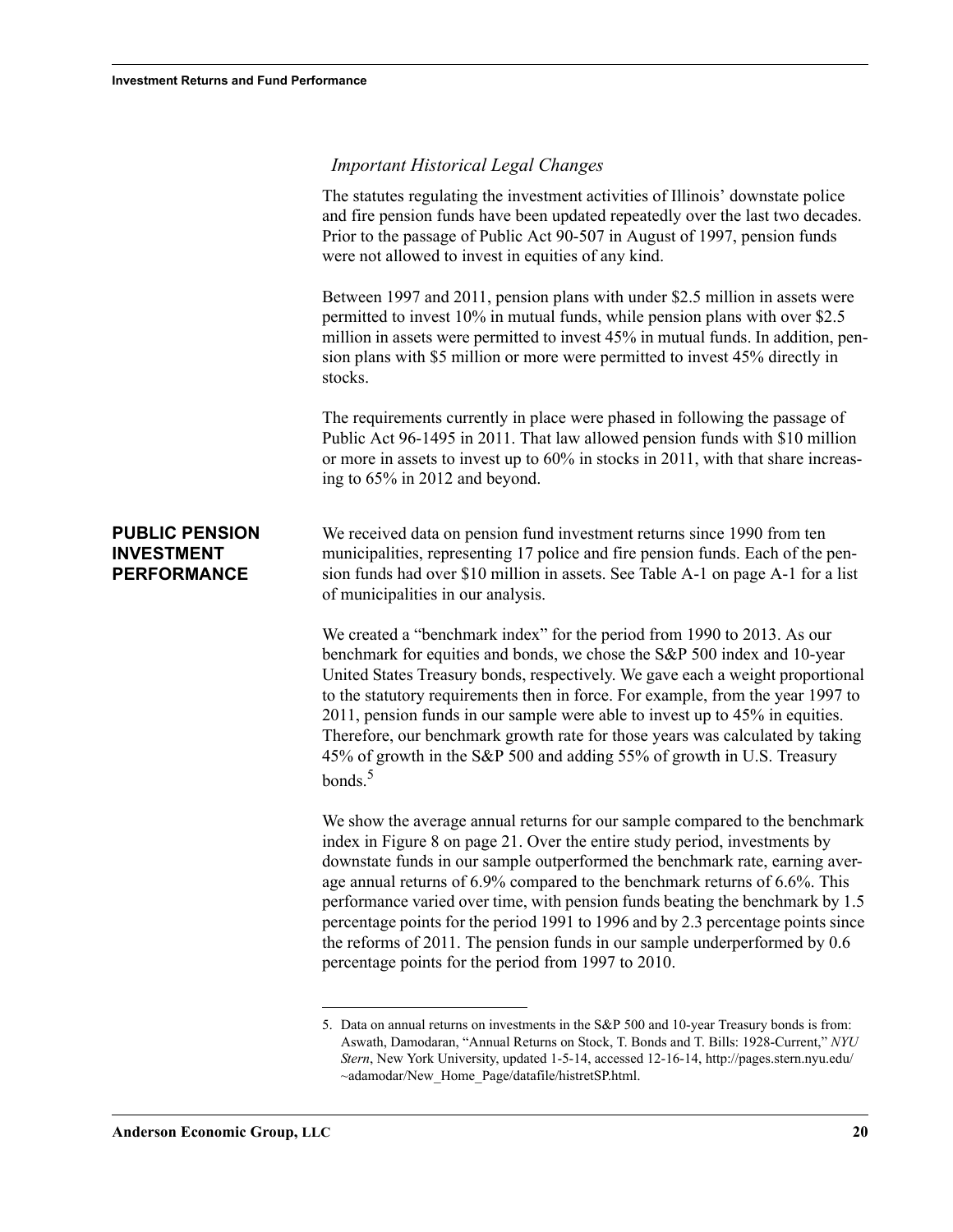*Important Historical Legal Changes*

The statutes regulating the investment activities of Illinois' downstate police and fire pension funds have been updated repeatedly over the last two decades. Prior to the passage of Public Act 90-507 in August of 1997, pension funds were not allowed to invest in equities of any kind.

Between 1997 and 2011, pension plans with under $2.5 million in assets were permitted to invest 10% in mutual funds, while pension plans with over $2.5 million in assets were permitted to invest 45% in mutual funds. In addition, pension plans with $5 million or more were permitted to invest 45% directly in stocks.

The requirements currently in place were phased in following the passage of Public Act 96-1495 in 2011. That law allowed pension funds with $10 million or more in assets to invest up to 60% in stocks in 2011, with that share increasing to 65% in 2012 and beyond.

## PUBLIC PENSION INVESTMENT PERFORMANCE

We received data on pension fund investment returns since 1990 from ten municipalities, representing 17 police and fire pension funds. Each of the pension funds had over $10 million in assets. See Table A-1 on page A-1 for a list of municipalities in our analysis.

We created a "benchmark index" for the period from 1990 to 2013. As our benchmark for equities and bonds, we chose the S&P 500 index and 10-year United States Treasury bonds, respectively. We gave each a weight proportional to the statutory requirements then in force. For example, from the year 1997 to 2011, pension funds in our sample were able to invest up to 45% in equities. Therefore, our benchmark growth rate for those years was calculated by taking 45% of growth in the S&P 500 and adding 55% of growth in U.S. Treasury bonds.[5]

We show the average annual returns for our sample compared to the benchmark index in Figure 8 on page 21. Over the entire study period, investments by downstate funds in our sample outperformed the benchmark rate, earning average annual returns of 6.9% compared to the benchmark returns of 6.6%. This performance varied over time, with pension funds beating the benchmark by 1.5 percentage points for the period 1991 to 1996 and by 2.3 percentage points since the reforms of 2011. The pension funds in our sample underperformed by 0.6 percentage points for the period from 1997 to 2010.

---

5. Data on annual returns on investments in the S&P 500 and 10-year Treasury bonds is from: Aswath, Damodaran, "Annual Returns on Stock, T. Bonds and T. Bills: 1928-Current," *NYU Stern*, New York University, updated 1-5-14, accessed 12-16-14, http://pages.stern.nyu.edu/~adamodar/New_Home_Page/datafile/histretSP.html.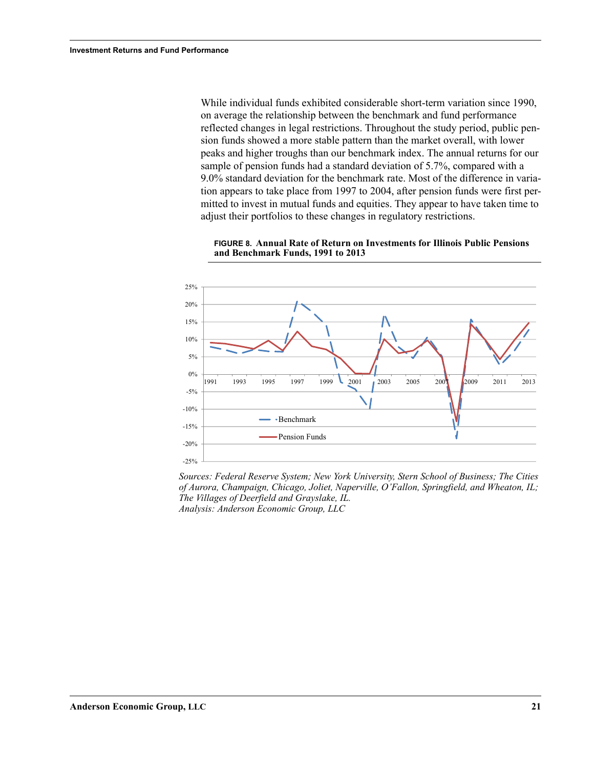While individual funds exhibited considerable short-term variation since 1990, on average the relationship between the benchmark and fund performance reflected changes in legal restrictions. Throughout the study period, public pension funds showed a more stable pattern than the market overall, with lower peaks and higher troughs than our benchmark index. The annual returns for our sample of pension funds had a standard deviation of 5.7%, compared with a 9.0% standard deviation for the benchmark rate. Most of the difference in variation appears to take place from 1997 to 2004, after pension funds were first permitted to invest in mutual funds and equities. They appear to have taken time to adjust their portfolios to these changes in regulatory restrictions.

**FIGURE 8. Annual Rate of Return on Investments for Illinois Public Pensions and Benchmark Funds, 1991 to 2013**

*Sources: Federal Reserve System; New York University, Stern School of Business; The Cities of Aurora, Champaign, Chicago, Joliet, Naperville, O'Fallon, Springfield, and Wheaton, IL; The Villages of Deerfield and Grayslake, IL.*
*Analysis: Anderson Economic Group, LLC*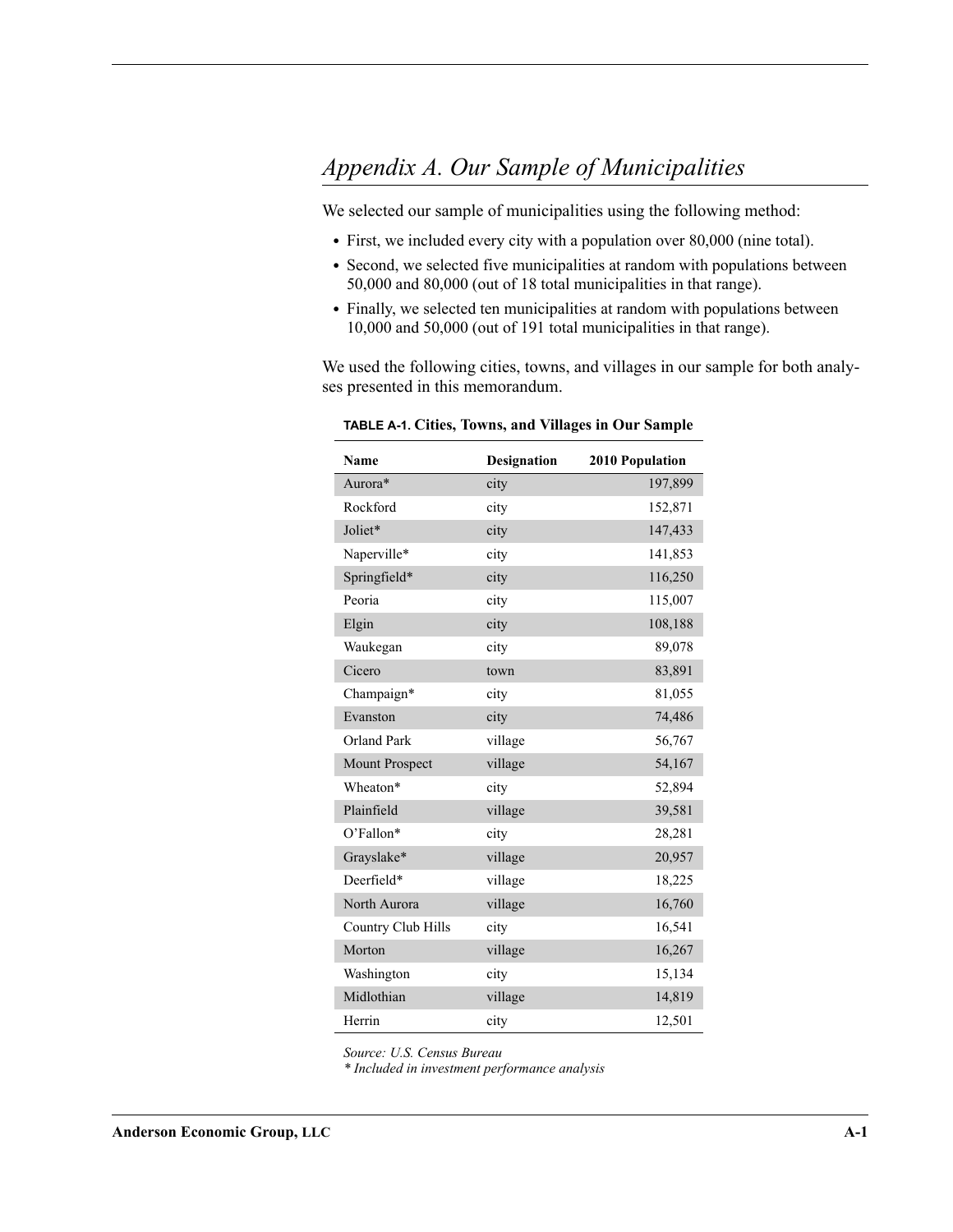## *Appendix A. Our Sample of Municipalities*

We selected our sample of municipalities using the following method:

- First, we included every city with a population over 80,000 (nine total).
- Second, we selected five municipalities at random with populations between 50,000 and 80,000 (out of 18 total municipalities in that range).
- Finally, we selected ten municipalities at random with populations between 10,000 and 50,000 (out of 191 total municipalities in that range).

We used the following cities, towns, and villages in our sample for both analyses presented in this memorandum.

**TABLE A-1. Cities, Towns, and Villages in Our Sample**

| Name | Designation | 2010 Population |
|---|---|---:|
| Aurora* | city | 197,899 |
| Rockford | city | 152,871 |
| Joliet* | city | 147,433 |
| Naperville* | city | 141,853 |
| Springfield* | city | 116,250 |
| Peoria | city | 115,007 |
| Elgin | city | 108,188 |
| Waukegan | city | 89,078 |
| Cicero | town | 83,891 |
| Champaign* | city | 81,055 |
| Evanston | city | 74,486 |
| Orland Park | village | 56,767 |
| Mount Prospect | village | 54,167 |
| Wheaton* | city | 52,894 |
| Plainfield | village | 39,581 |
| O'Fallon* | city | 28,281 |
| Grayslake* | village | 20,957 |
| Deerfield* | village | 18,225 |
| North Aurora | village | 16,760 |
| Country Club Hills | city | 16,541 |
| Morton | village | 16,267 |
| Washington | city | 15,134 |
| Midlothian | village | 14,819 |
| Herrin | city | 12,501 |

*Source: U.S. Census Bureau*
*\* Included in investment performance analysis*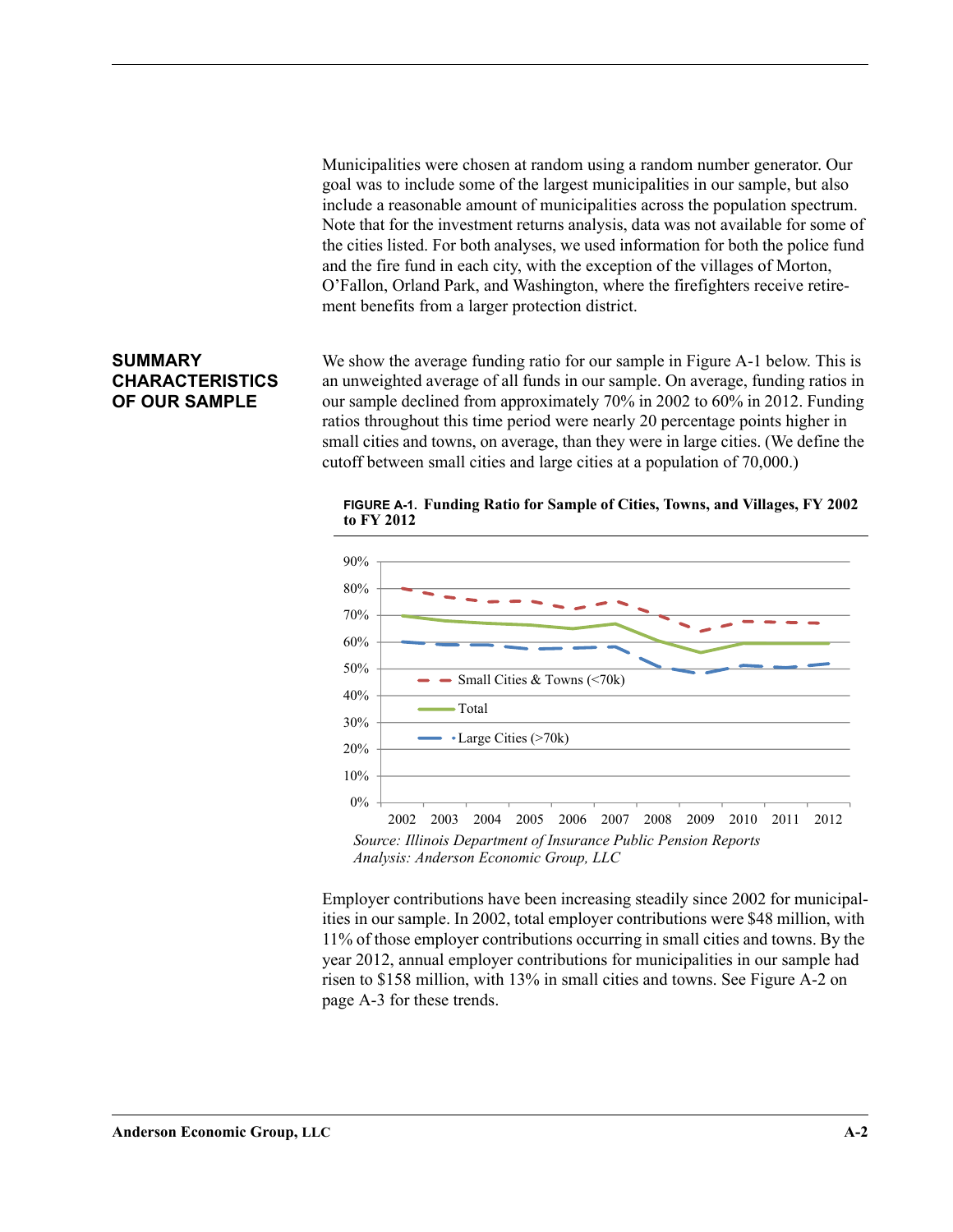Municipalities were chosen at random using a random number generator. Our goal was to include some of the largest municipalities in our sample, but also include a reasonable amount of municipalities across the population spectrum. Note that for the investment returns analysis, data was not available for some of the cities listed. For both analyses, we used information for both the police fund and the fire fund in each city, with the exception of the villages of Morton, O'Fallon, Orland Park, and Washington, where the firefighters receive retirement benefits from a larger protection district.

## SUMMARY CHARACTERISTICS OF OUR SAMPLE

We show the average funding ratio for our sample in Figure A-1 below. This is an unweighted average of all funds in our sample. On average, funding ratios in our sample declined from approximately 70% in 2002 to 60% in 2012. Funding ratios throughout this time period were nearly 20 percentage points higher in small cities and towns, on average, than they were in large cities. (We define the cutoff between small cities and large cities at a population of 70,000.)

**FIGURE A-1. Funding Ratio for Sample of Cities, Towns, and Villages, FY 2002 to FY 2012**

*Source: Illinois Department of Insurance Public Pension Reports*
*Analysis: Anderson Economic Group, LLC*

Employer contributions have been increasing steadily since 2002 for municipalities in our sample. In 2002, total employer contributions were $48 million, with 11% of those employer contributions occurring in small cities and towns. By the year 2012, annual employer contributions for municipalities in our sample had risen to $158 million, with 13% in small cities and towns. See Figure A-2 on page A-3 for these trends.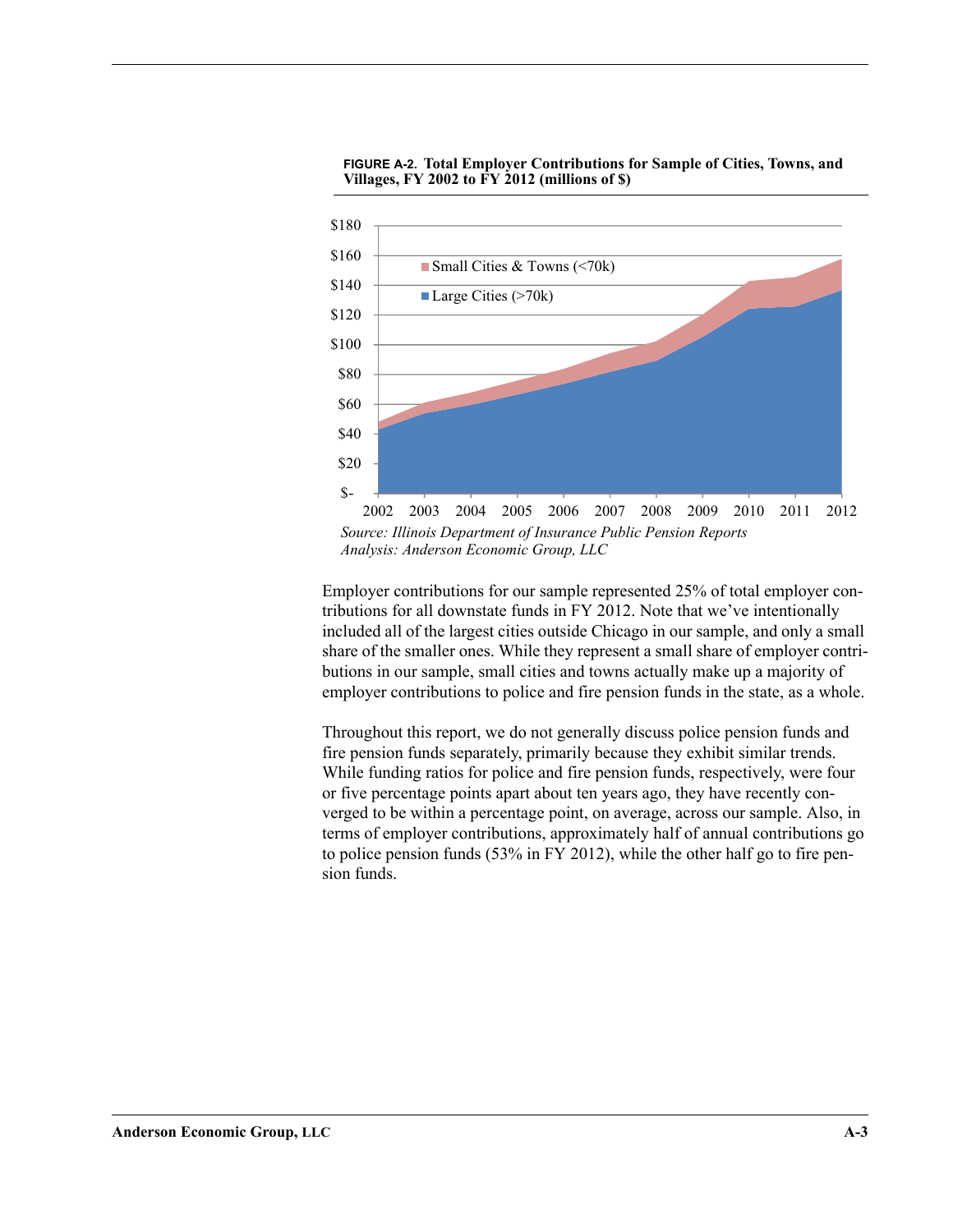**FIGURE A-2. Total Employer Contributions for Sample of Cities, Towns, and Villages, FY 2002 to FY 2012 (millions of $)**

*Source: Illinois Department of Insurance Public Pension Reports*
*Analysis: Anderson Economic Group, LLC*

Employer contributions for our sample represented 25% of total employer contributions for all downstate funds in FY 2012. Note that we've intentionally included all of the largest cities outside Chicago in our sample, and only a small share of the smaller ones. While they represent a small share of employer contributions in our sample, small cities and towns actually make up a majority of employer contributions to police and fire pension funds in the state, as a whole.

Throughout this report, we do not generally discuss police pension funds and fire pension funds separately, primarily because they exhibit similar trends. While funding ratios for police and fire pension funds, respectively, were four or five percentage points apart about ten years ago, they have recently converged to be within a percentage point, on average, across our sample. Also, in terms of employer contributions, approximately half of annual contributions go to police pension funds (53% in FY 2012), while the other half go to fire pension funds.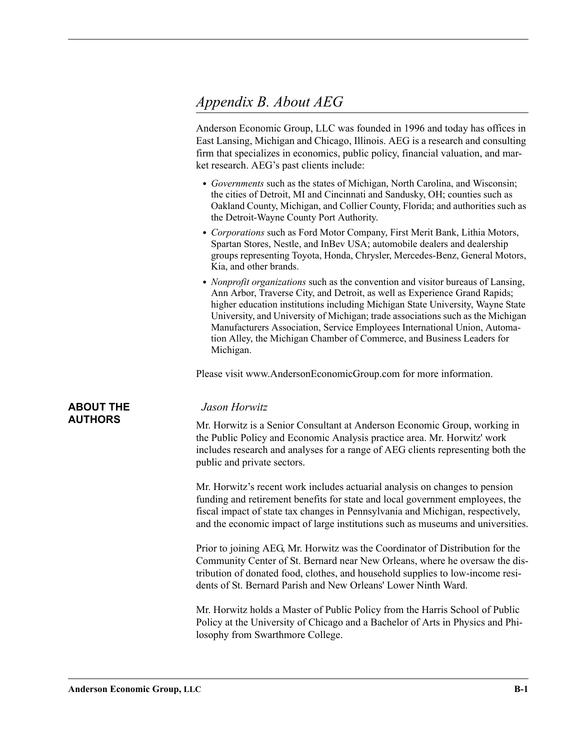# Appendix B. About AEG

Anderson Economic Group, LLC was founded in 1996 and today has offices in East Lansing, Michigan and Chicago, Illinois. AEG is a research and consulting firm that specializes in economics, public policy, financial valuation, and market research. AEG's past clients include:

- *Governments* such as the states of Michigan, North Carolina, and Wisconsin; the cities of Detroit, MI and Cincinnati and Sandusky, OH; counties such as Oakland County, Michigan, and Collier County, Florida; and authorities such as the Detroit-Wayne County Port Authority.
- *Corporations* such as Ford Motor Company, First Merit Bank, Lithia Motors, Spartan Stores, Nestle, and InBev USA; automobile dealers and dealership groups representing Toyota, Honda, Chrysler, Mercedes-Benz, General Motors, Kia, and other brands.
- *Nonprofit organizations* such as the convention and visitor bureaus of Lansing, Ann Arbor, Traverse City, and Detroit, as well as Experience Grand Rapids; higher education institutions including Michigan State University, Wayne State University, and University of Michigan; trade associations such as the Michigan Manufacturers Association, Service Employees International Union, Automation Alley, the Michigan Chamber of Commerce, and Business Leaders for Michigan.

Please visit www.AndersonEconomicGroup.com for more information.

## ABOUT THE AUTHORS

*Jason Horwitz*

Mr. Horwitz is a Senior Consultant at Anderson Economic Group, working in the Public Policy and Economic Analysis practice area. Mr. Horwitz' work includes research and analyses for a range of AEG clients representing both the public and private sectors.

Mr. Horwitz's recent work includes actuarial analysis on changes to pension funding and retirement benefits for state and local government employees, the fiscal impact of state tax changes in Pennsylvania and Michigan, respectively, and the economic impact of large institutions such as museums and universities.

Prior to joining AEG, Mr. Horwitz was the Coordinator of Distribution for the Community Center of St. Bernard near New Orleans, where he oversaw the distribution of donated food, clothes, and household supplies to low-income residents of St. Bernard Parish and New Orleans' Lower Ninth Ward.

Mr. Horwitz holds a Master of Public Policy from the Harris School of Public Policy at the University of Chicago and a Bachelor of Arts in Physics and Philosophy from Swarthmore College.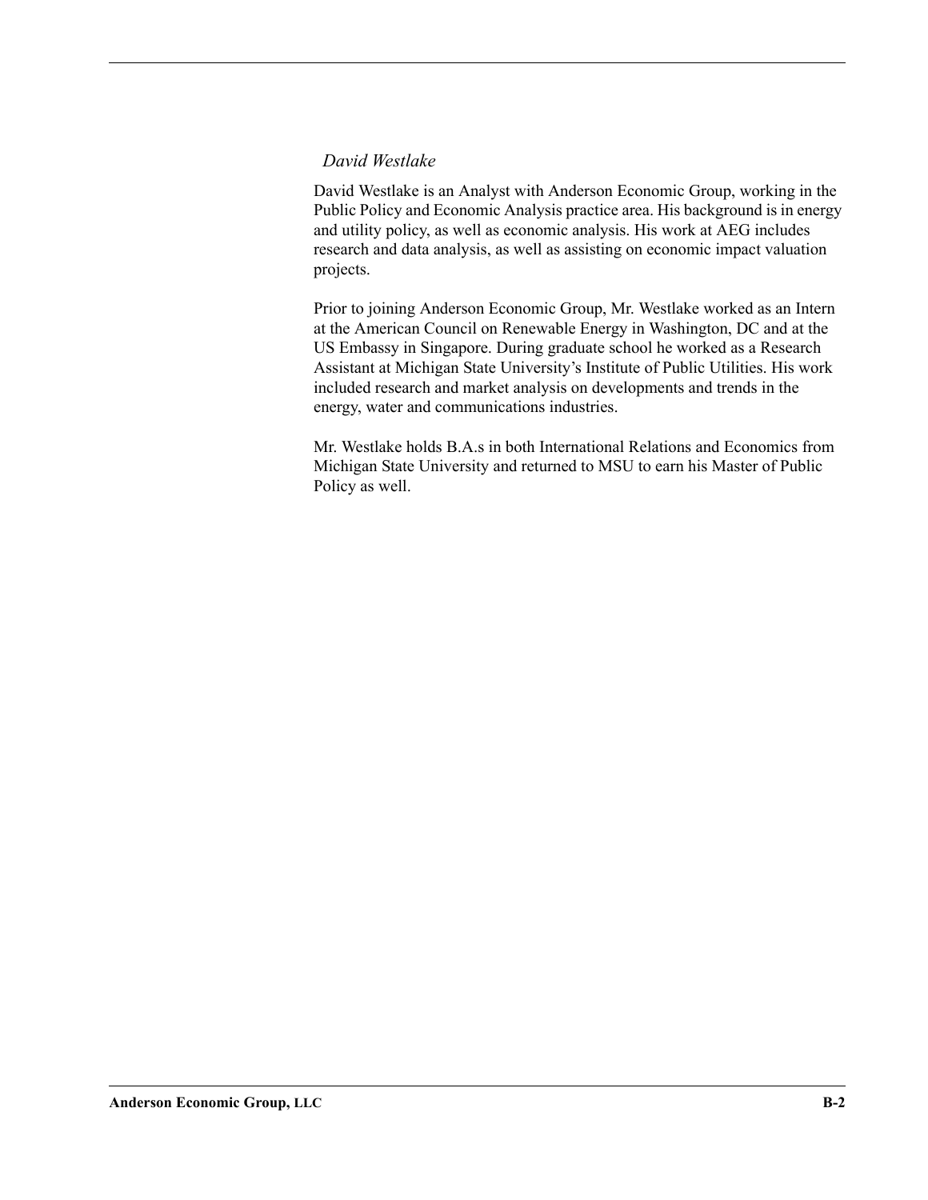*David Westlake*

David Westlake is an Analyst with Anderson Economic Group, working in the Public Policy and Economic Analysis practice area. His background is in energy and utility policy, as well as economic analysis. His work at AEG includes research and data analysis, as well as assisting on economic impact valuation projects.

Prior to joining Anderson Economic Group, Mr. Westlake worked as an Intern at the American Council on Renewable Energy in Washington, DC and at the US Embassy in Singapore. During graduate school he worked as a Research Assistant at Michigan State University's Institute of Public Utilities. His work included research and market analysis on developments and trends in the energy, water and communications industries.

Mr. Westlake holds B.A.s in both International Relations and Economics from Michigan State University and returned to MSU to earn his Master of Public Policy as well.